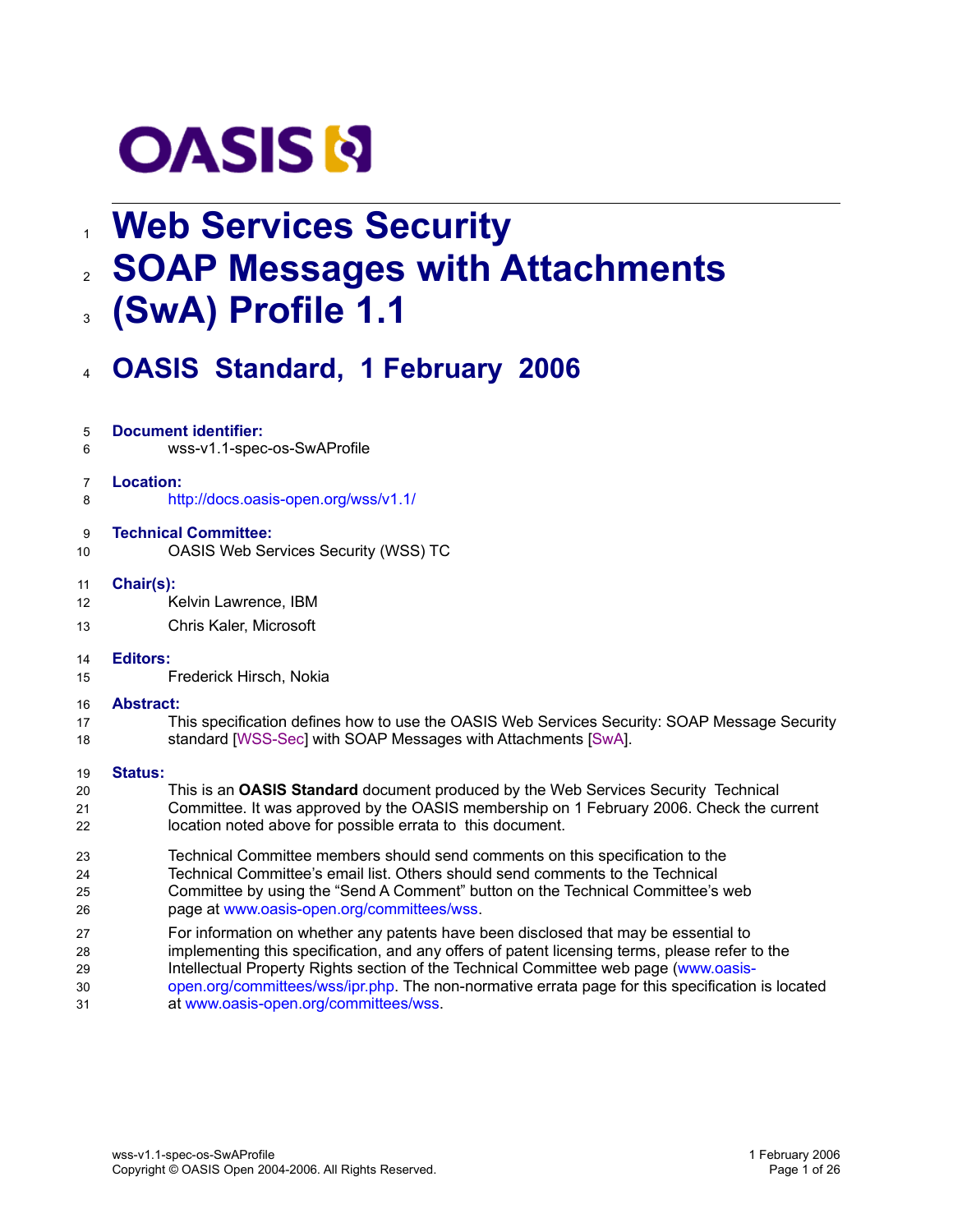# Web Services Security SOAP Messages with Attachments (SwA) Profile 1.1

## OASIS Standard, 1 February 2006

**Document identifier:**

wss-v1.1-spec-os-SwAProfile

**Location:**

http://docs.oasis-open.org/wss/v1.1/

**Technical Committee:**

OASIS Web Services Security (WSS) TC

**Chair(s):**

Kelvin Lawrence, IBM

Chris Kaler, Microsoft

**Editors:**

Frederick Hirsch, Nokia

**Abstract:**

This specification defines how to use the OASIS Web Services Security: SOAP Message Security standard [WSS-Sec] with SOAP Messages with Attachments [SwA].

**Status:**

This is an **OASIS Standard** document produced by the Web Services Security Technical Committee. It was approved by the OASIS membership on 1 February 2006. Check the current location noted above for possible errata to this document.

Technical Committee members should send comments on this specification to the Technical Committee's email list. Others should send comments to the Technical Committee by using the "Send A Comment" button on the Technical Committee's web page at www.oasis-open.org/committees/wss.

For information on whether any patents have been disclosed that may be essential to implementing this specification, and any offers of patent licensing terms, please refer to the Intellectual Property Rights section of the Technical Committee web page (www.oasis-open.org/committees/wss/ipr.php. The non-normative errata page for this specification is located at www.oasis-open.org/committees/wss.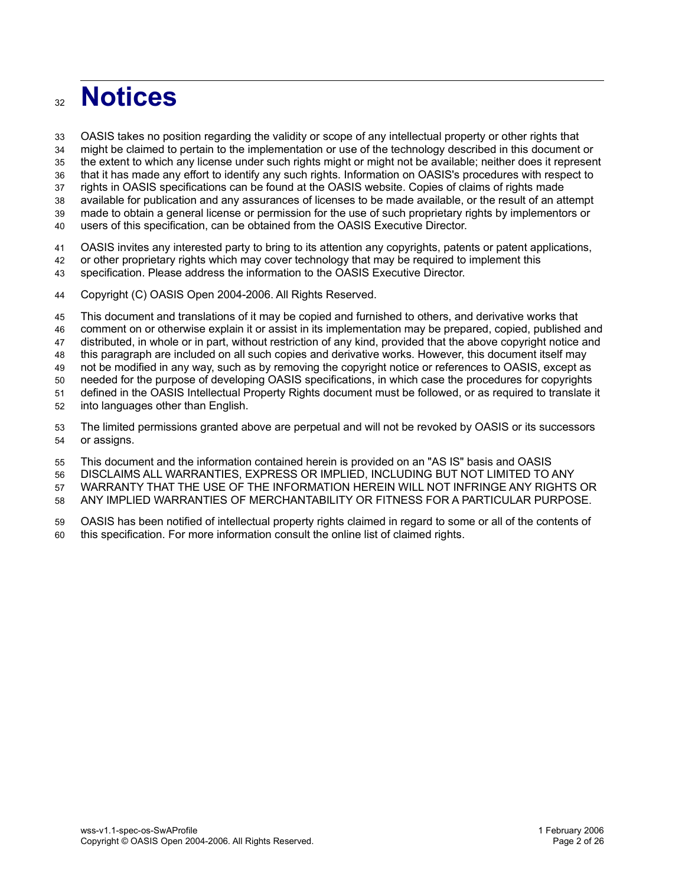# Notices

OASIS takes no position regarding the validity or scope of any intellectual property or other rights that might be claimed to pertain to the implementation or use of the technology described in this document or the extent to which any license under such rights might or might not be available; neither does it represent that it has made any effort to identify any such rights. Information on OASIS's procedures with respect to rights in OASIS specifications can be found at the OASIS website. Copies of claims of rights made available for publication and any assurances of licenses to be made available, or the result of an attempt made to obtain a general license or permission for the use of such proprietary rights by implementors or users of this specification, can be obtained from the OASIS Executive Director.

OASIS invites any interested party to bring to its attention any copyrights, patents or patent applications, or other proprietary rights which may cover technology that may be required to implement this specification. Please address the information to the OASIS Executive Director.

Copyright (C) OASIS Open 2004-2006. All Rights Reserved.

This document and translations of it may be copied and furnished to others, and derivative works that comment on or otherwise explain it or assist in its implementation may be prepared, copied, published and distributed, in whole or in part, without restriction of any kind, provided that the above copyright notice and this paragraph are included on all such copies and derivative works. However, this document itself may not be modified in any way, such as by removing the copyright notice or references to OASIS, except as needed for the purpose of developing OASIS specifications, in which case the procedures for copyrights defined in the OASIS Intellectual Property Rights document must be followed, or as required to translate it into languages other than English.

The limited permissions granted above are perpetual and will not be revoked by OASIS or its successors or assigns.

This document and the information contained herein is provided on an "AS IS" basis and OASIS DISCLAIMS ALL WARRANTIES, EXPRESS OR IMPLIED, INCLUDING BUT NOT LIMITED TO ANY WARRANTY THAT THE USE OF THE INFORMATION HEREIN WILL NOT INFRINGE ANY RIGHTS OR ANY IMPLIED WARRANTIES OF MERCHANTABILITY OR FITNESS FOR A PARTICULAR PURPOSE.

OASIS has been notified of intellectual property rights claimed in regard to some or all of the contents of this specification. For more information consult the online list of claimed rights.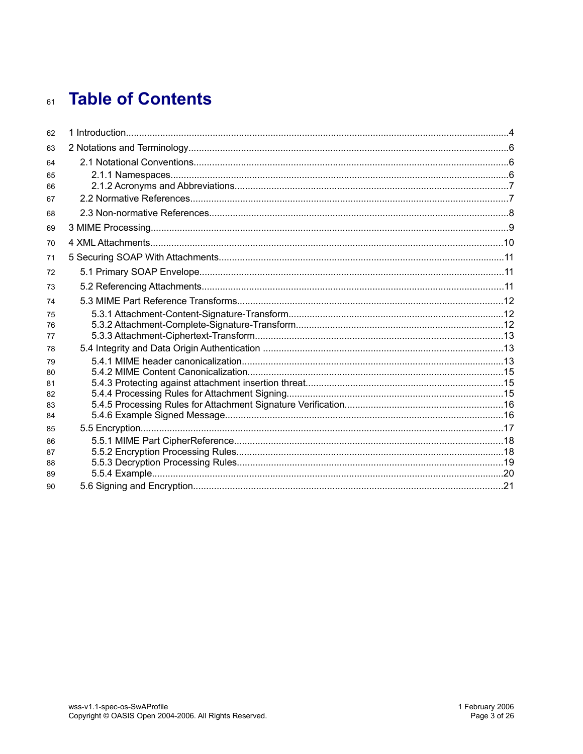# Table of Contents

1 Introduction.....4

2 Notations and Terminology.....6

- 2.1 Notational Conventions.....6
  - 2.1.1 Namespaces.....6
  - 2.1.2 Acronyms and Abbreviations.....7
- 2.2 Normative References.....7
- 2.3 Non-normative References.....8

3 MIME Processing.....9

4 XML Attachments.....10

5 Securing SOAP With Attachments.....11

- 5.1 Primary SOAP Envelope.....11
- 5.2 Referencing Attachments.....11
- 5.3 MIME Part Reference Transforms.....12
  - 5.3.1 Attachment-Content-Signature-Transform.....12
  - 5.3.2 Attachment-Complete-Signature-Transform.....12
  - 5.3.3 Attachment-Ciphertext-Transform.....13
- 5.4 Integrity and Data Origin Authentication.....13
  - 5.4.1 MIME header canonicalization.....13
  - 5.4.2 MIME Content Canonicalization.....15
  - 5.4.3 Protecting against attachment insertion threat.....15
  - 5.4.4 Processing Rules for Attachment Signing.....15
  - 5.4.5 Processing Rules for Attachment Signature Verification.....16
  - 5.4.6 Example Signed Message.....16
- 5.5 Encryption.....17
  - 5.5.1 MIME Part CipherReference.....18
  - 5.5.2 Encryption Processing Rules.....18
  - 5.5.3 Decryption Processing Rules.....19
  - 5.5.4 Example.....20
- 5.6 Signing and Encryption.....21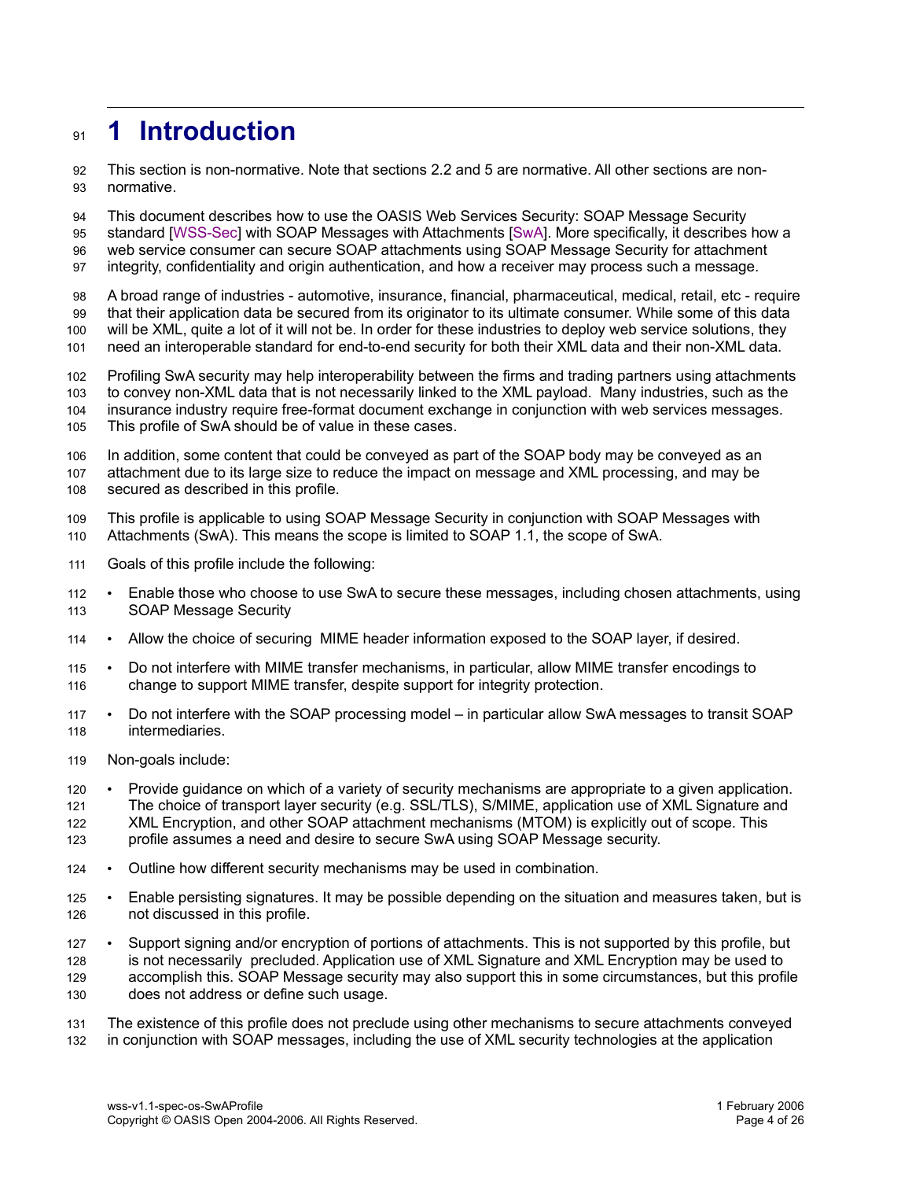# 1 Introduction

This section is non-normative. Note that sections 2.2 and 5 are normative. All other sections are non-normative.

This document describes how to use the OASIS Web Services Security: SOAP Message Security standard [WSS-Sec] with SOAP Messages with Attachments [SwA]. More specifically, it describes how a web service consumer can secure SOAP attachments using SOAP Message Security for attachment integrity, confidentiality and origin authentication, and how a receiver may process such a message.

A broad range of industries - automotive, insurance, financial, pharmaceutical, medical, retail, etc - require that their application data be secured from its originator to its ultimate consumer. While some of this data will be XML, quite a lot of it will not be. In order for these industries to deploy web service solutions, they need an interoperable standard for end-to-end security for both their XML data and their non-XML data.

Profiling SwA security may help interoperability between the firms and trading partners using attachments to convey non-XML data that is not necessarily linked to the XML payload. Many industries, such as the insurance industry require free-format document exchange in conjunction with web services messages. This profile of SwA should be of value in these cases.

In addition, some content that could be conveyed as part of the SOAP body may be conveyed as an attachment due to its large size to reduce the impact on message and XML processing, and may be secured as described in this profile.

This profile is applicable to using SOAP Message Security in conjunction with SOAP Messages with Attachments (SwA). This means the scope is limited to SOAP 1.1, the scope of SwA.

Goals of this profile include the following:

- Enable those who choose to use SwA to secure these messages, including chosen attachments, using SOAP Message Security
- Allow the choice of securing MIME header information exposed to the SOAP layer, if desired.
- Do not interfere with MIME transfer mechanisms, in particular, allow MIME transfer encodings to change to support MIME transfer, despite support for integrity protection.
- Do not interfere with the SOAP processing model – in particular allow SwA messages to transit SOAP intermediaries.

Non-goals include:

- Provide guidance on which of a variety of security mechanisms are appropriate to a given application. The choice of transport layer security (e.g. SSL/TLS), S/MIME, application use of XML Signature and XML Encryption, and other SOAP attachment mechanisms (MTOM) is explicitly out of scope. This profile assumes a need and desire to secure SwA using SOAP Message security.
- Outline how different security mechanisms may be used in combination.
- Enable persisting signatures. It may be possible depending on the situation and measures taken, but is not discussed in this profile.
- Support signing and/or encryption of portions of attachments. This is not supported by this profile, but is not necessarily precluded. Application use of XML Signature and XML Encryption may be used to accomplish this. SOAP Message security may also support this in some circumstances, but this profile does not address or define such usage.

The existence of this profile does not preclude using other mechanisms to secure attachments conveyed in conjunction with SOAP messages, including the use of XML security technologies at the application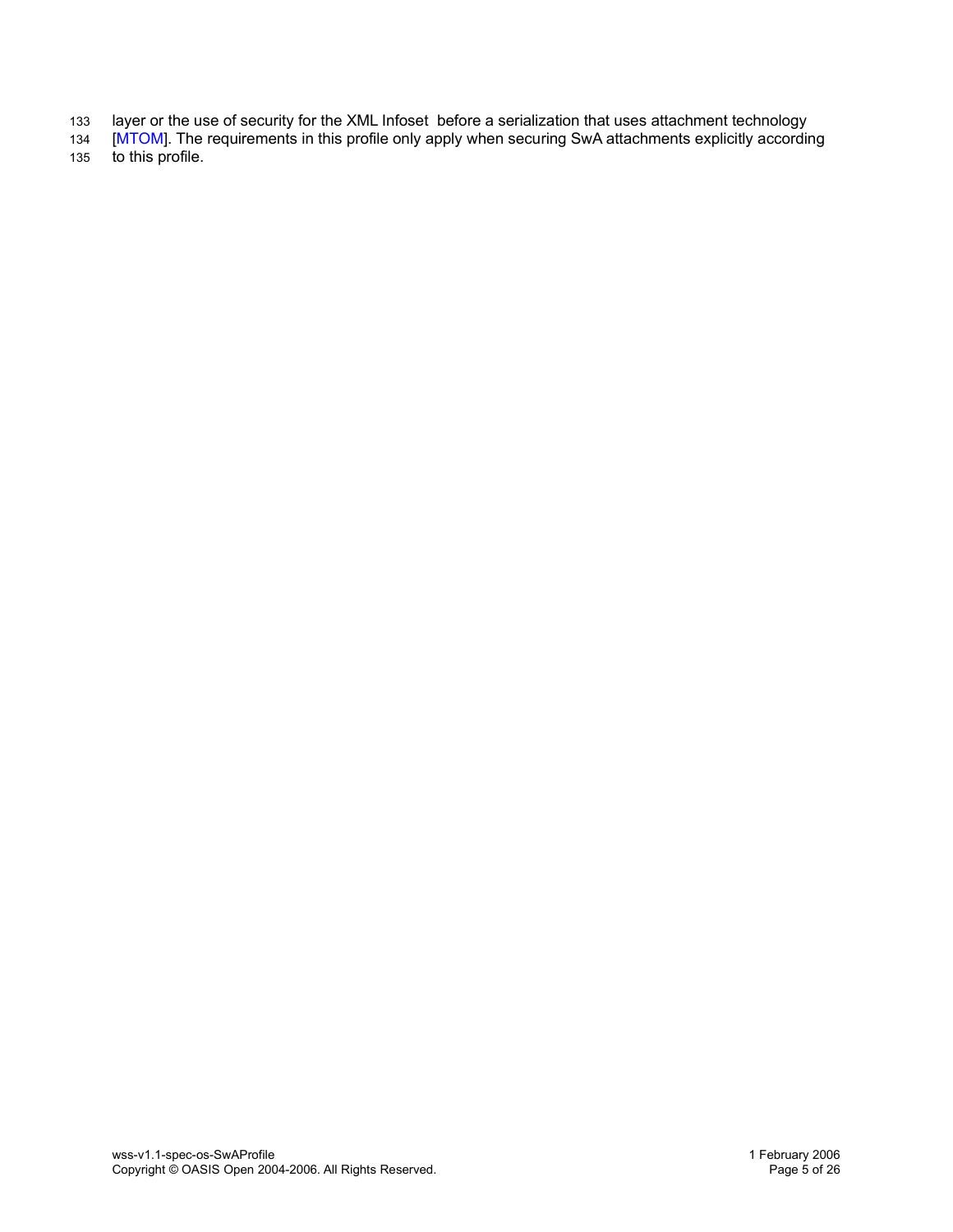layer or the use of security for the XML Infoset before a serialization that uses attachment technology [MTOM]. The requirements in this profile only apply when securing SwA attachments explicitly according to this profile.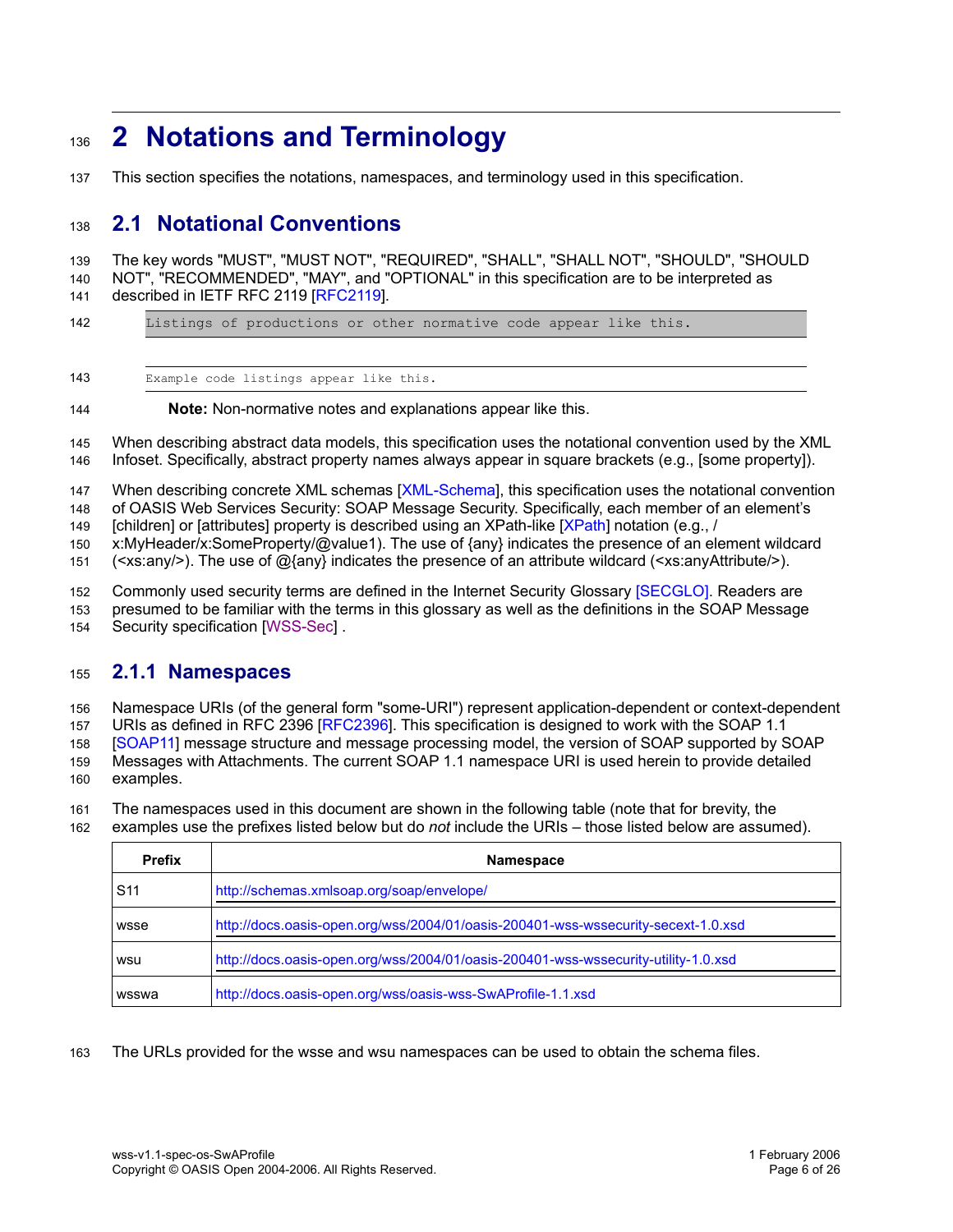# 2 Notations and Terminology

This section specifies the notations, namespaces, and terminology used in this specification.

## 2.1 Notational Conventions

The key words "MUST", "MUST NOT", "REQUIRED", "SHALL", "SHALL NOT", "SHOULD", "SHOULD NOT", "RECOMMENDED", "MAY", and "OPTIONAL" in this specification are to be interpreted as described in IETF RFC 2119 [RFC2119].

```
Listings of productions or other normative code appear like this.
```

```
Example code listings appear like this.
```

> **Note:** Non-normative notes and explanations appear like this.

When describing abstract data models, this specification uses the notational convention used by the XML Infoset. Specifically, abstract property names always appear in square brackets (e.g., [some property]).

When describing concrete XML schemas [XML-Schema], this specification uses the notational convention of OASIS Web Services Security: SOAP Message Security. Specifically, each member of an element's [children] or [attributes] property is described using an XPath-like [XPath] notation (e.g., /x:MyHeader/x:SomeProperty/@value1). The use of {any} indicates the presence of an element wildcard (<xs:any/>). The use of @{any} indicates the presence of an attribute wildcard (<xs:anyAttribute/>).

Commonly used security terms are defined in the Internet Security Glossary [SECGLO]. Readers are presumed to be familiar with the terms in this glossary as well as the definitions in the SOAP Message Security specification [WSS-Sec] .

### 2.1.1 Namespaces

Namespace URIs (of the general form "some-URI") represent application-dependent or context-dependent URIs as defined in RFC 2396 [RFC2396]. This specification is designed to work with the SOAP 1.1 [SOAP11] message structure and message processing model, the version of SOAP supported by SOAP Messages with Attachments. The current SOAP 1.1 namespace URI is used herein to provide detailed examples.

The namespaces used in this document are shown in the following table (note that for brevity, the examples use the prefixes listed below but do *not* include the URIs – those listed below are assumed).

| Prefix | Namespace |
|---|---|
| S11 | http://schemas.xmlsoap.org/soap/envelope/ |
| wsse | http://docs.oasis-open.org/wss/2004/01/oasis-200401-wss-wssecurity-secext-1.0.xsd |
| wsu | http://docs.oasis-open.org/wss/2004/01/oasis-200401-wss-wssecurity-utility-1.0.xsd |
| wsswa | http://docs.oasis-open.org/wss/oasis-wss-SwAProfile-1.1.xsd |

The URLs provided for the wsse and wsu namespaces can be used to obtain the schema files.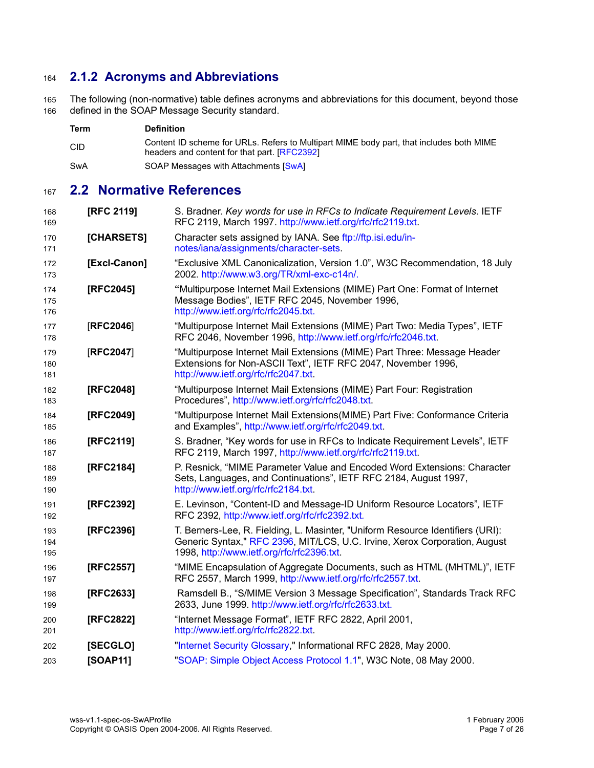### 2.1.2 Acronyms and Abbreviations

The following (non-normative) table defines acronyms and abbreviations for this document, beyond those defined in the SOAP Message Security standard.

| Term | Definition |
|---|---|
| CID | Content ID scheme for URLs. Refers to Multipart MIME body part, that includes both MIME headers and content for that part. [RFC2392] |
| SwA | SOAP Messages with Attachments [SwA] |

## 2.2 Normative References

| | |
|---|---|
| **[RFC 2119]** | S. Bradner. *Key words for use in RFCs to Indicate Requirement Levels.* IETF RFC 2119, March 1997. http://www.ietf.org/rfc/rfc2119.txt. |
| **[CHARSETS]** | Character sets assigned by IANA. See ftp://ftp.isi.edu/in-notes/iana/assignments/character-sets. |
| **[Excl-Canon]** | "Exclusive XML Canonicalization, Version 1.0", W3C Recommendation, 18 July 2002. http://www.w3.org/TR/xml-exc-c14n/. |
| **[RFC2045]** | "Multipurpose Internet Mail Extensions (MIME) Part One: Format of Internet Message Bodies", IETF RFC 2045, November 1996, http://www.ietf.org/rfc/rfc2045.txt. |
| [**RFC2046**] | "Multipurpose Internet Mail Extensions (MIME) Part Two: Media Types", IETF RFC 2046, November 1996, http://www.ietf.org/rfc/rfc2046.txt. |
| [**RFC2047**] | "Multipurpose Internet Mail Extensions (MIME) Part Three: Message Header Extensions for Non-ASCII Text", IETF RFC 2047, November 1996, http://www.ietf.org/rfc/rfc2047.txt. |
| **[RFC2048]** | "Multipurpose Internet Mail Extensions (MIME) Part Four: Registration Procedures", http://www.ietf.org/rfc/rfc2048.txt. |
| **[RFC2049]** | "Multipurpose Internet Mail Extensions(MIME) Part Five: Conformance Criteria and Examples", http://www.ietf.org/rfc/rfc2049.txt. |
| **[RFC2119]** | S. Bradner, "Key words for use in RFCs to Indicate Requirement Levels", IETF RFC 2119, March 1997, http://www.ietf.org/rfc/rfc2119.txt. |
| **[RFC2184]** | P. Resnick, "MIME Parameter Value and Encoded Word Extensions: Character Sets, Languages, and Continuations", IETF RFC 2184, August 1997, http://www.ietf.org/rfc/rfc2184.txt. |
| **[RFC2392]** | E. Levinson, "Content-ID and Message-ID Uniform Resource Locators", IETF RFC 2392, http://www.ietf.org/rfc/rfc2392.txt. |
| **[RFC2396]** | T. Berners-Lee, R. Fielding, L. Masinter, "Uniform Resource Identifiers (URI): Generic Syntax," RFC 2396, MIT/LCS, U.C. Irvine, Xerox Corporation, August 1998, http://www.ietf.org/rfc/rfc2396.txt. |
| **[RFC2557]** | "MIME Encapsulation of Aggregate Documents, such as HTML (MHTML)", IETF RFC 2557, March 1999, http://www.ietf.org/rfc/rfc2557.txt. |
| **[RFC2633]** | Ramsdell B., "S/MIME Version 3 Message Specification", Standards Track RFC 2633, June 1999. http://www.ietf.org/rfc/rfc2633.txt. |
| **[RFC2822]** | "Internet Message Format", IETF RFC 2822, April 2001, http://www.ietf.org/rfc/rfc2822.txt. |
| **[SECGLO]** | "Internet Security Glossary," Informational RFC 2828, May 2000. |
| **[SOAP11]** | "SOAP: Simple Object Access Protocol 1.1", W3C Note, 08 May 2000. |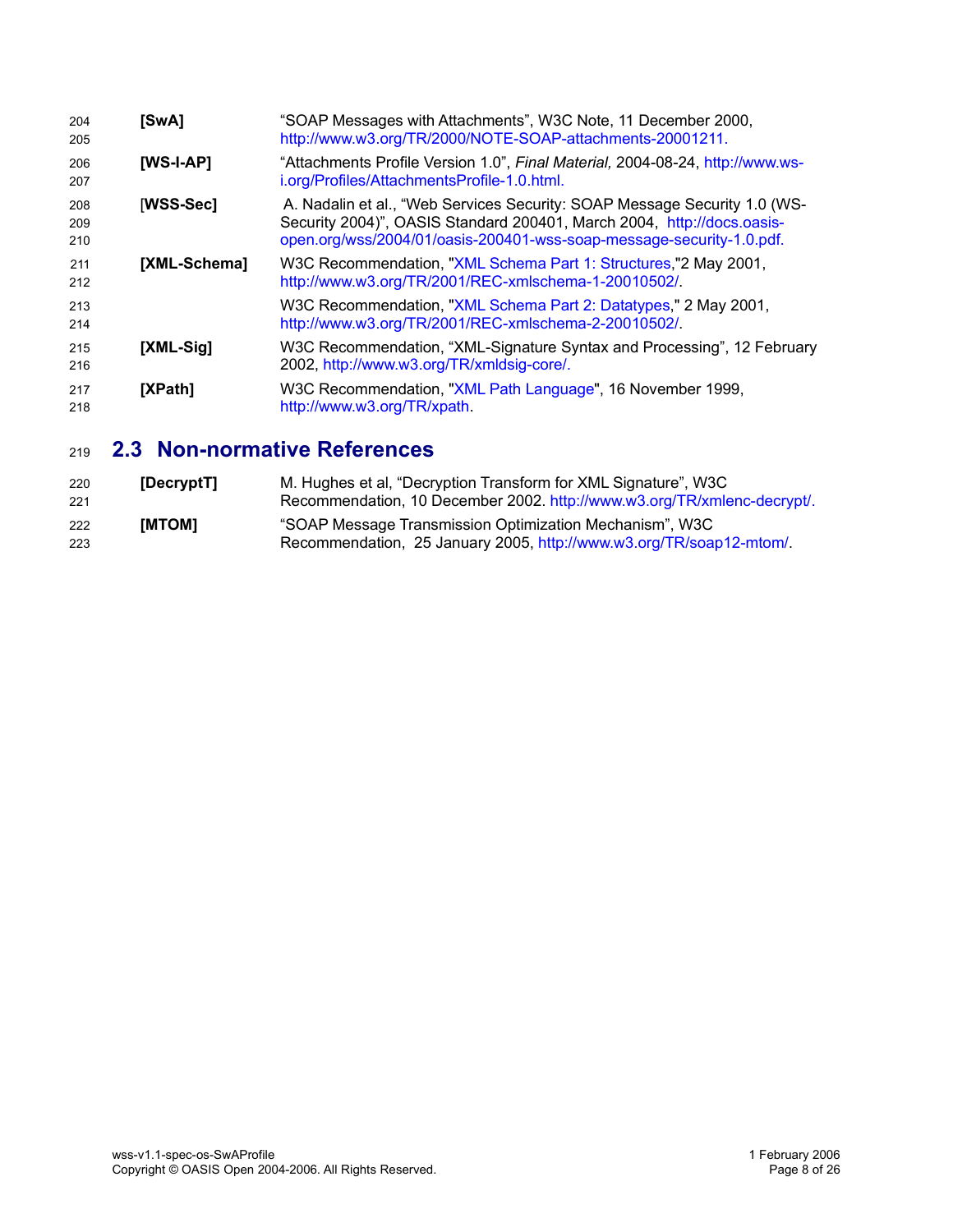**[SwA]** "SOAP Messages with Attachments", W3C Note, 11 December 2000, http://www.w3.org/TR/2000/NOTE-SOAP-attachments-20001211.

**[WS-I-AP]** "Attachments Profile Version 1.0", *Final Material,* 2004-08-24, http://www.ws-i.org/Profiles/AttachmentsProfile-1.0.html.

**[WSS-Sec]** A. Nadalin et al., "Web Services Security: SOAP Message Security 1.0 (WS-Security 2004)", OASIS Standard 200401, March 2004, http://docs.oasis-open.org/wss/2004/01/oasis-200401-wss-soap-message-security-1.0.pdf.

**[XML-Schema]** W3C Recommendation, "XML Schema Part 1: Structures,"2 May 2001, http://www.w3.org/TR/2001/REC-xmlschema-1-20010502/.

W3C Recommendation, "XML Schema Part 2: Datatypes," 2 May 2001, http://www.w3.org/TR/2001/REC-xmlschema-2-20010502/.

**[XML-Sig]** W3C Recommendation, "XML-Signature Syntax and Processing", 12 February 2002, http://www.w3.org/TR/xmldsig-core/.

**[XPath]** W3C Recommendation, "XML Path Language", 16 November 1999, http://www.w3.org/TR/xpath.

## 2.3 Non-normative References

**[DecryptT]** M. Hughes et al, "Decryption Transform for XML Signature", W3C Recommendation, 10 December 2002. http://www.w3.org/TR/xmlenc-decrypt/.

**[MTOM]** "SOAP Message Transmission Optimization Mechanism", W3C Recommendation, 25 January 2005, http://www.w3.org/TR/soap12-mtom/.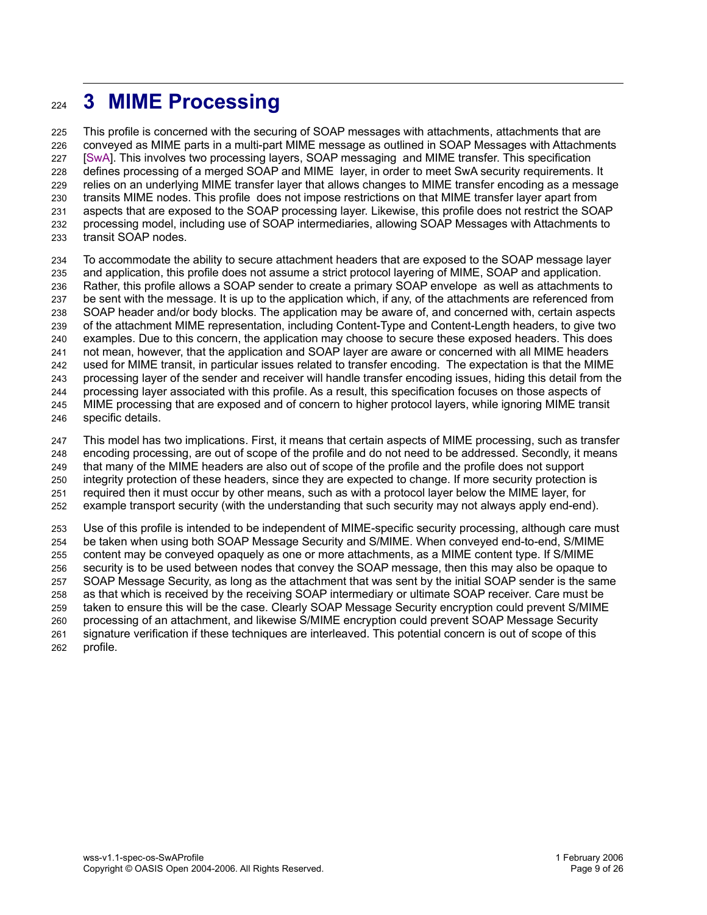# 3 MIME Processing

This profile is concerned with the securing of SOAP messages with attachments, attachments that are conveyed as MIME parts in a multi-part MIME message as outlined in SOAP Messages with Attachments [SwA]. This involves two processing layers, SOAP messaging and MIME transfer. This specification defines processing of a merged SOAP and MIME layer, in order to meet SwA security requirements. It relies on an underlying MIME transfer layer that allows changes to MIME transfer encoding as a message transits MIME nodes. This profile does not impose restrictions on that MIME transfer layer apart from aspects that are exposed to the SOAP processing layer. Likewise, this profile does not restrict the SOAP processing model, including use of SOAP intermediaries, allowing SOAP Messages with Attachments to transit SOAP nodes.

To accommodate the ability to secure attachment headers that are exposed to the SOAP message layer and application, this profile does not assume a strict protocol layering of MIME, SOAP and application. Rather, this profile allows a SOAP sender to create a primary SOAP envelope as well as attachments to be sent with the message. It is up to the application which, if any, of the attachments are referenced from SOAP header and/or body blocks. The application may be aware of, and concerned with, certain aspects of the attachment MIME representation, including Content-Type and Content-Length headers, to give two examples. Due to this concern, the application may choose to secure these exposed headers. This does not mean, however, that the application and SOAP layer are aware or concerned with all MIME headers used for MIME transit, in particular issues related to transfer encoding. The expectation is that the MIME processing layer of the sender and receiver will handle transfer encoding issues, hiding this detail from the processing layer associated with this profile. As a result, this specification focuses on those aspects of MIME processing that are exposed and of concern to higher protocol layers, while ignoring MIME transit specific details.

This model has two implications. First, it means that certain aspects of MIME processing, such as transfer encoding processing, are out of scope of the profile and do not need to be addressed. Secondly, it means that many of the MIME headers are also out of scope of the profile and the profile does not support integrity protection of these headers, since they are expected to change. If more security protection is required then it must occur by other means, such as with a protocol layer below the MIME layer, for example transport security (with the understanding that such security may not always apply end-end).

Use of this profile is intended to be independent of MIME-specific security processing, although care must be taken when using both SOAP Message Security and S/MIME. When conveyed end-to-end, S/MIME content may be conveyed opaquely as one or more attachments, as a MIME content type. If S/MIME security is to be used between nodes that convey the SOAP message, then this may also be opaque to SOAP Message Security, as long as the attachment that was sent by the initial SOAP sender is the same as that which is received by the receiving SOAP intermediary or ultimate SOAP receiver. Care must be taken to ensure this will be the case. Clearly SOAP Message Security encryption could prevent S/MIME processing of an attachment, and likewise S/MIME encryption could prevent SOAP Message Security signature verification if these techniques are interleaved. This potential concern is out of scope of this profile.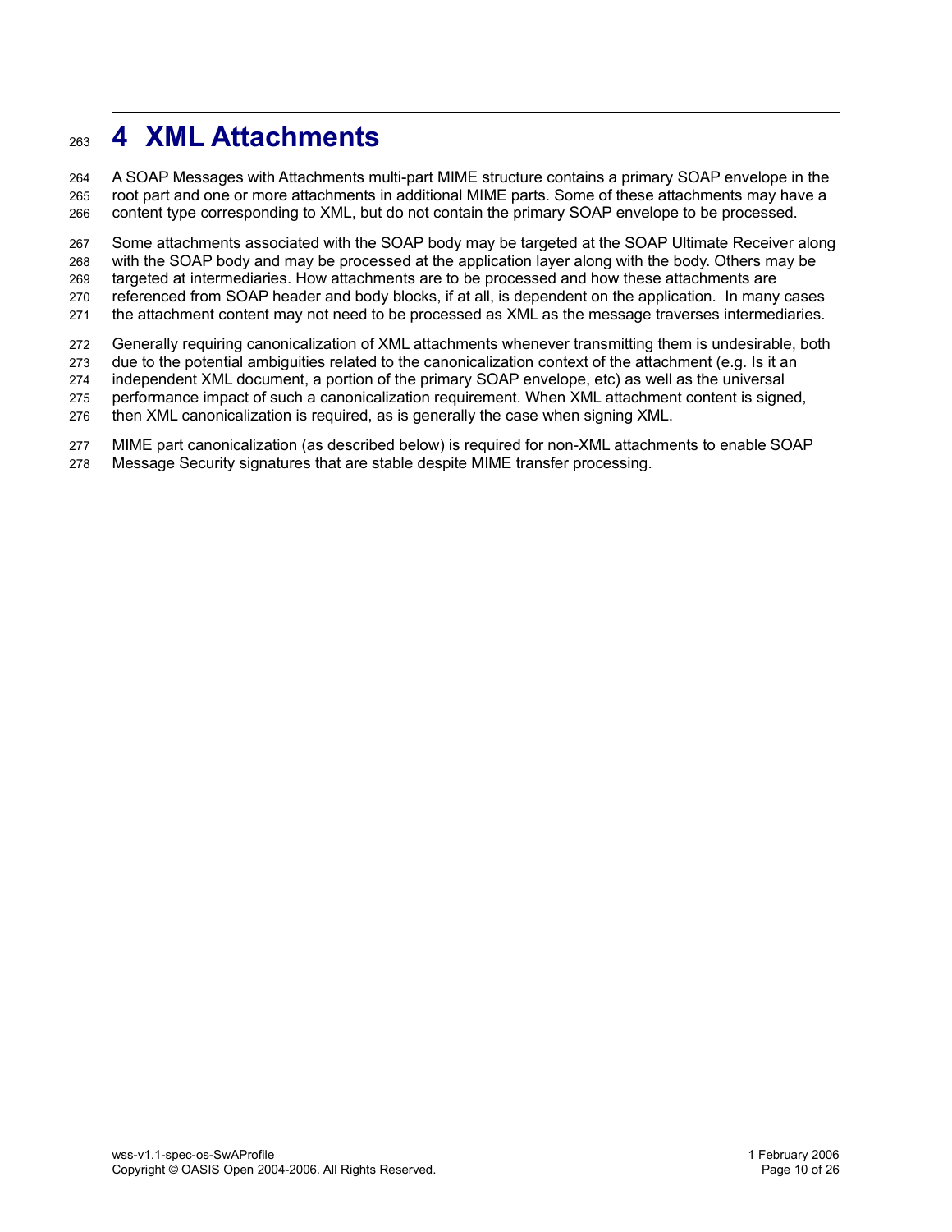# 4 XML Attachments

A SOAP Messages with Attachments multi-part MIME structure contains a primary SOAP envelope in the root part and one or more attachments in additional MIME parts. Some of these attachments may have a content type corresponding to XML, but do not contain the primary SOAP envelope to be processed.

Some attachments associated with the SOAP body may be targeted at the SOAP Ultimate Receiver along with the SOAP body and may be processed at the application layer along with the body. Others may be targeted at intermediaries. How attachments are to be processed and how these attachments are referenced from SOAP header and body blocks, if at all, is dependent on the application. In many cases the attachment content may not need to be processed as XML as the message traverses intermediaries.

Generally requiring canonicalization of XML attachments whenever transmitting them is undesirable, both due to the potential ambiguities related to the canonicalization context of the attachment (e.g. Is it an independent XML document, a portion of the primary SOAP envelope, etc) as well as the universal performance impact of such a canonicalization requirement. When XML attachment content is signed, then XML canonicalization is required, as is generally the case when signing XML.

MIME part canonicalization (as described below) is required for non-XML attachments to enable SOAP Message Security signatures that are stable despite MIME transfer processing.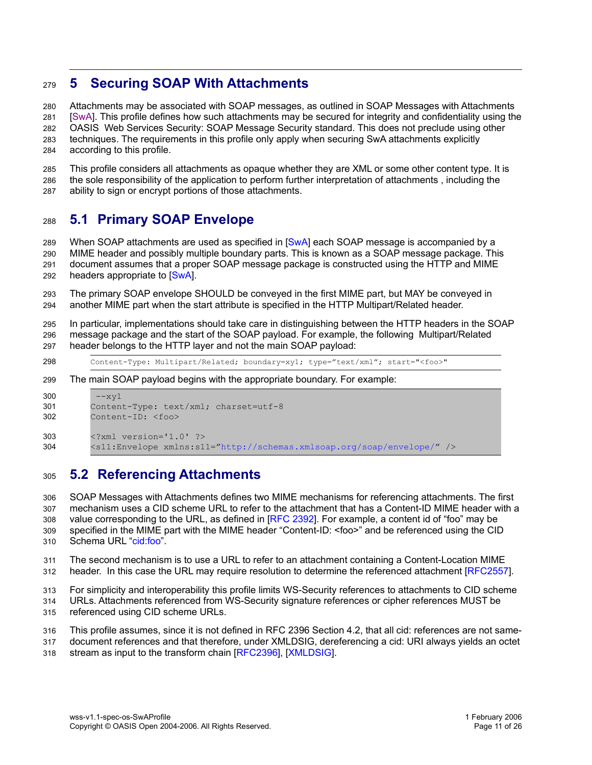# 5 Securing SOAP With Attachments

Attachments may be associated with SOAP messages, as outlined in SOAP Messages with Attachments [SwA]. This profile defines how such attachments may be secured for integrity and confidentiality using the OASIS Web Services Security: SOAP Message Security standard. This does not preclude using other techniques. The requirements in this profile only apply when securing SwA attachments explicitly according to this profile.

This profile considers all attachments as opaque whether they are XML or some other content type. It is the sole responsibility of the application to perform further interpretation of attachments , including the ability to sign or encrypt portions of those attachments.

## 5.1 Primary SOAP Envelope

When SOAP attachments are used as specified in [SwA] each SOAP message is accompanied by a MIME header and possibly multiple boundary parts. This is known as a SOAP message package. This document assumes that a proper SOAP message package is constructed using the HTTP and MIME headers appropriate to [SwA].

The primary SOAP envelope SHOULD be conveyed in the first MIME part, but MAY be conveyed in another MIME part when the start attribute is specified in the HTTP Multipart/Related header.

In particular, implementations should take care in distinguishing between the HTTP headers in the SOAP message package and the start of the SOAP payload. For example, the following Multipart/Related header belongs to the HTTP layer and not the main SOAP payload:

```
Content-Type: Multipart/Related; boundary=xy1; type="text/xml"; start="<foo>"
```

The main SOAP payload begins with the appropriate boundary. For example:

```
 --xy1
Content-Type: text/xml; charset=utf-8
Content-ID: <foo>

<?xml version='1.0' ?>
<s11:Envelope xmlns:s11="http://schemas.xmlsoap.org/soap/envelope/" />
```

## 5.2 Referencing Attachments

SOAP Messages with Attachments defines two MIME mechanisms for referencing attachments. The first mechanism uses a CID scheme URL to refer to the attachment that has a Content-ID MIME header with a value corresponding to the URL, as defined in [RFC 2392]. For example, a content id of “foo” may be specified in the MIME part with the MIME header “Content-ID: <foo>” and be referenced using the CID Schema URL “cid:foo”.

The second mechanism is to use a URL to refer to an attachment containing a Content-Location MIME header. In this case the URL may require resolution to determine the referenced attachment [RFC2557].

For simplicity and interoperability this profile limits WS-Security references to attachments to CID scheme URLs. Attachments referenced from WS-Security signature references or cipher references MUST be referenced using CID scheme URLs.

This profile assumes, since it is not defined in RFC 2396 Section 4.2, that all cid: references are not same-document references and that therefore, under XMLDSIG, dereferencing a cid: URI always yields an octet stream as input to the transform chain [RFC2396], [XMLDSIG].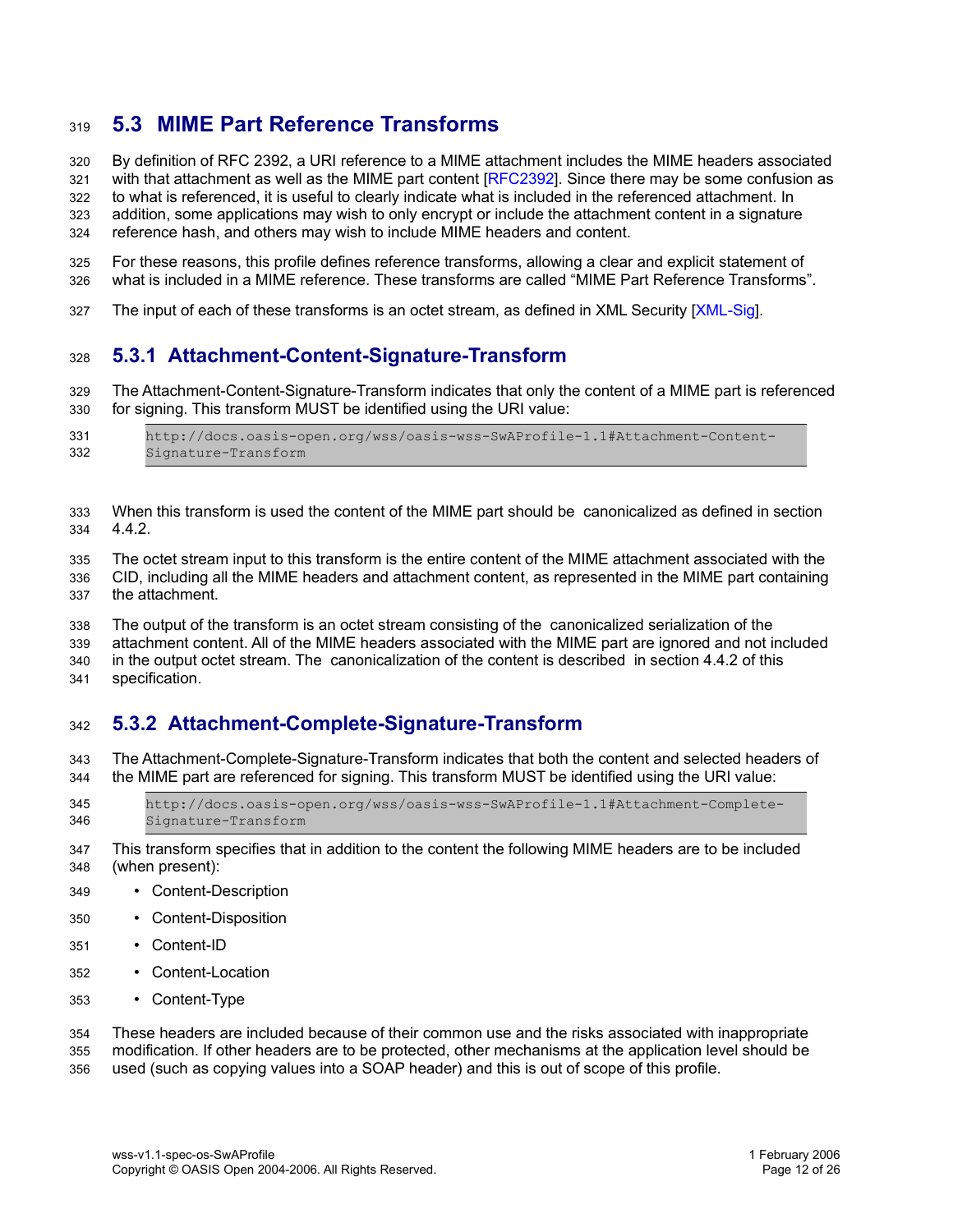## 5.3 MIME Part Reference Transforms

By definition of RFC 2392, a URI reference to a MIME attachment includes the MIME headers associated with that attachment as well as the MIME part content [RFC2392]. Since there may be some confusion as to what is referenced, it is useful to clearly indicate what is included in the referenced attachment. In addition, some applications may wish to only encrypt or include the attachment content in a signature reference hash, and others may wish to include MIME headers and content.

For these reasons, this profile defines reference transforms, allowing a clear and explicit statement of what is included in a MIME reference. These transforms are called “MIME Part Reference Transforms”.

The input of each of these transforms is an octet stream, as defined in XML Security [XML-Sig].

### 5.3.1 Attachment-Content-Signature-Transform

The Attachment-Content-Signature-Transform indicates that only the content of a MIME part is referenced for signing. This transform MUST be identified using the URI value:

```
http://docs.oasis-open.org/wss/oasis-wss-SwAProfile-1.1#Attachment-Content-Signature-Transform
```

When this transform is used the content of the MIME part should be canonicalized as defined in section 4.4.2.

The octet stream input to this transform is the entire content of the MIME attachment associated with the CID, including all the MIME headers and attachment content, as represented in the MIME part containing the attachment.

The output of the transform is an octet stream consisting of the canonicalized serialization of the attachment content. All of the MIME headers associated with the MIME part are ignored and not included in the output octet stream. The canonicalization of the content is described in section 4.4.2 of this specification.

### 5.3.2 Attachment-Complete-Signature-Transform

The Attachment-Complete-Signature-Transform indicates that both the content and selected headers of the MIME part are referenced for signing. This transform MUST be identified using the URI value:

```
http://docs.oasis-open.org/wss/oasis-wss-SwAProfile-1.1#Attachment-Complete-Signature-Transform
```

This transform specifies that in addition to the content the following MIME headers are to be included (when present):

- Content-Description
- Content-Disposition
- Content-ID
- Content-Location
- Content-Type

These headers are included because of their common use and the risks associated with inappropriate modification. If other headers are to be protected, other mechanisms at the application level should be used (such as copying values into a SOAP header) and this is out of scope of this profile.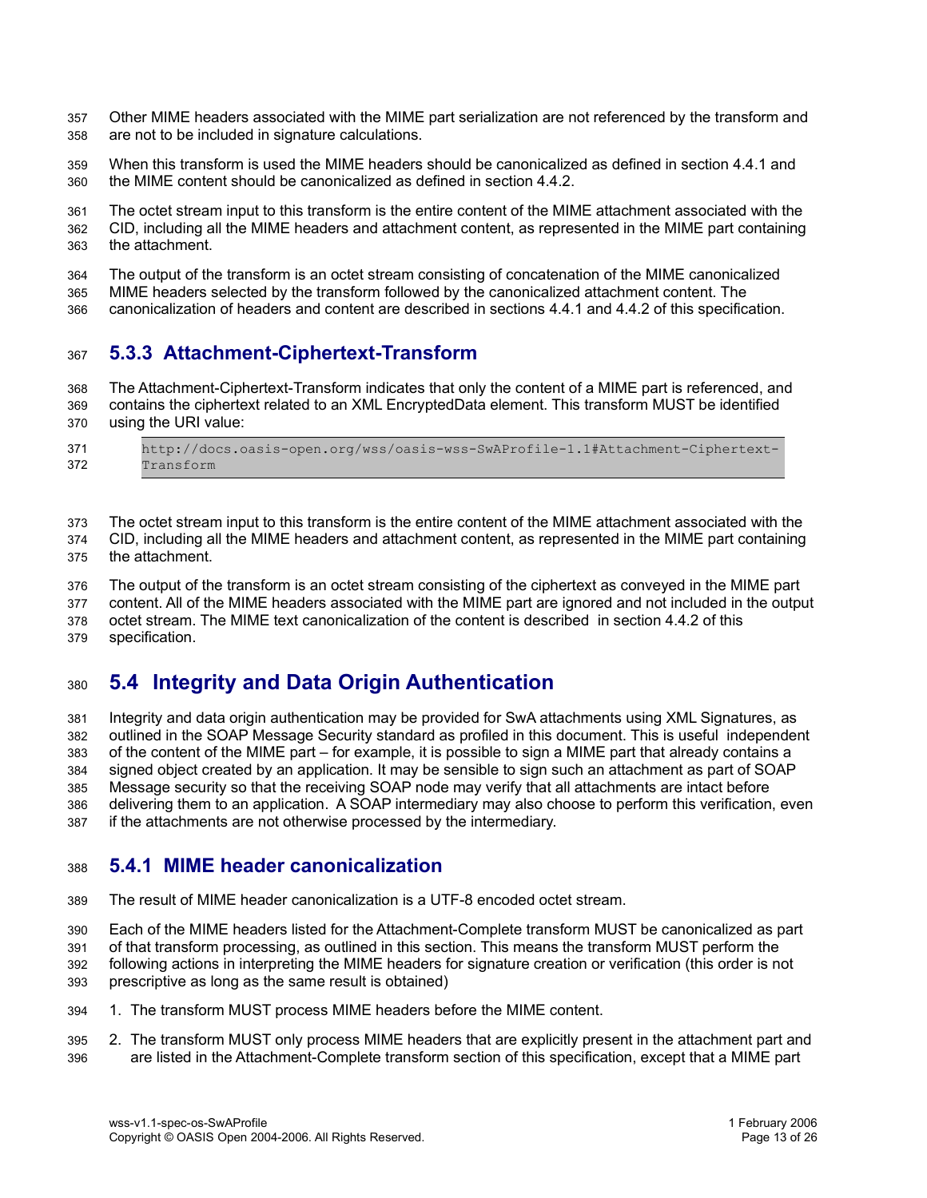Other MIME headers associated with the MIME part serialization are not referenced by the transform and are not to be included in signature calculations.

When this transform is used the MIME headers should be canonicalized as defined in section 4.4.1 and the MIME content should be canonicalized as defined in section 4.4.2.

The octet stream input to this transform is the entire content of the MIME attachment associated with the CID, including all the MIME headers and attachment content, as represented in the MIME part containing the attachment.

The output of the transform is an octet stream consisting of concatenation of the MIME canonicalized MIME headers selected by the transform followed by the canonicalized attachment content. The canonicalization of headers and content are described in sections 4.4.1 and 4.4.2 of this specification.

### 5.3.3 Attachment-Ciphertext-Transform

The Attachment-Ciphertext-Transform indicates that only the content of a MIME part is referenced, and contains the ciphertext related to an XML EncryptedData element. This transform MUST be identified using the URI value:

```
http://docs.oasis-open.org/wss/oasis-wss-SwAProfile-1.1#Attachment-Ciphertext-Transform
```

The octet stream input to this transform is the entire content of the MIME attachment associated with the CID, including all the MIME headers and attachment content, as represented in the MIME part containing the attachment.

The output of the transform is an octet stream consisting of the ciphertext as conveyed in the MIME part content. All of the MIME headers associated with the MIME part are ignored and not included in the output octet stream. The MIME text canonicalization of the content is described in section 4.4.2 of this specification.

## 5.4 Integrity and Data Origin Authentication

Integrity and data origin authentication may be provided for SwA attachments using XML Signatures, as outlined in the SOAP Message Security standard as profiled in this document. This is useful independent of the content of the MIME part – for example, it is possible to sign a MIME part that already contains a signed object created by an application. It may be sensible to sign such an attachment as part of SOAP Message security so that the receiving SOAP node may verify that all attachments are intact before delivering them to an application. A SOAP intermediary may also choose to perform this verification, even if the attachments are not otherwise processed by the intermediary.

### 5.4.1 MIME header canonicalization

The result of MIME header canonicalization is a UTF-8 encoded octet stream.

Each of the MIME headers listed for the Attachment-Complete transform MUST be canonicalized as part of that transform processing, as outlined in this section. This means the transform MUST perform the following actions in interpreting the MIME headers for signature creation or verification (this order is not prescriptive as long as the same result is obtained)

1. The transform MUST process MIME headers before the MIME content.
2. The transform MUST only process MIME headers that are explicitly present in the attachment part and are listed in the Attachment-Complete transform section of this specification, except that a MIME part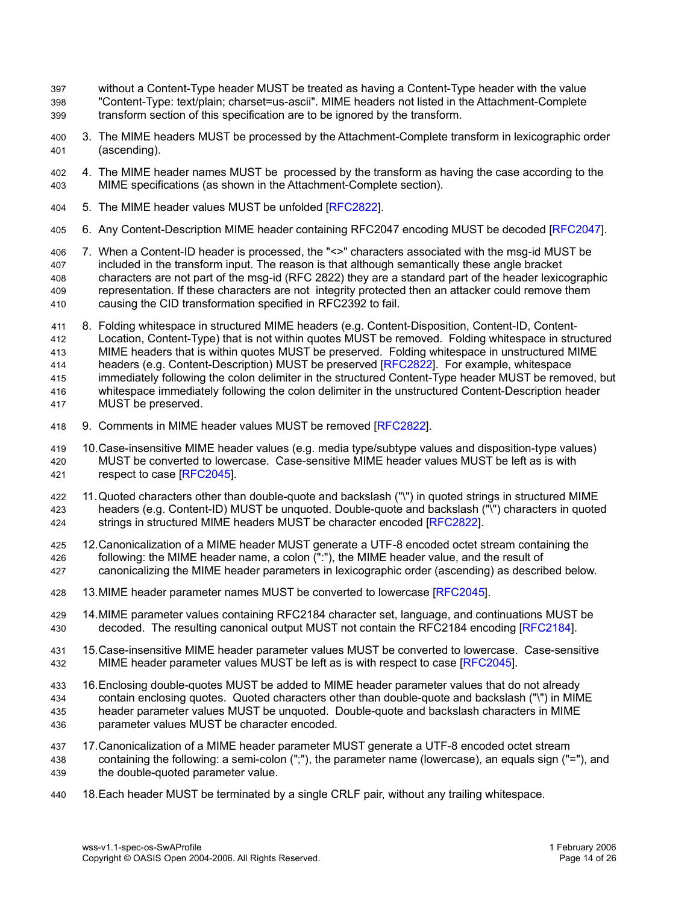without a Content-Type header MUST be treated as having a Content-Type header with the value "Content-Type: text/plain; charset=us-ascii". MIME headers not listed in the Attachment-Complete transform section of this specification are to be ignored by the transform.

3. The MIME headers MUST be processed by the Attachment-Complete transform in lexicographic order (ascending).

4. The MIME header names MUST be processed by the transform as having the case according to the MIME specifications (as shown in the Attachment-Complete section).

5. The MIME header values MUST be unfolded [RFC2822].

6. Any Content-Description MIME header containing RFC2047 encoding MUST be decoded [RFC2047].

7. When a Content-ID header is processed, the "<>" characters associated with the msg-id MUST be included in the transform input. The reason is that although semantically these angle bracket characters are not part of the msg-id (RFC 2822) they are a standard part of the header lexicographic representation. If these characters are not integrity protected then an attacker could remove them causing the CID transformation specified in RFC2392 to fail.

8. Folding whitespace in structured MIME headers (e.g. Content-Disposition, Content-ID, Content-Location, Content-Type) that is not within quotes MUST be removed. Folding whitespace in structured MIME headers that is within quotes MUST be preserved. Folding whitespace in unstructured MIME headers (e.g. Content-Description) MUST be preserved [RFC2822]. For example, whitespace immediately following the colon delimiter in the structured Content-Type header MUST be removed, but whitespace immediately following the colon delimiter in the unstructured Content-Description header MUST be preserved.

9. Comments in MIME header values MUST be removed [RFC2822].

10. Case-insensitive MIME header values (e.g. media type/subtype values and disposition-type values) MUST be converted to lowercase. Case-sensitive MIME header values MUST be left as is with respect to case [RFC2045].

11. Quoted characters other than double-quote and backslash ("\") in quoted strings in structured MIME headers (e.g. Content-ID) MUST be unquoted. Double-quote and backslash ("\") characters in quoted strings in structured MIME headers MUST be character encoded [RFC2822].

12. Canonicalization of a MIME header MUST generate a UTF-8 encoded octet stream containing the following: the MIME header name, a colon (":"), the MIME header value, and the result of canonicalizing the MIME header parameters in lexicographic order (ascending) as described below.

13. MIME header parameter names MUST be converted to lowercase [RFC2045].

14. MIME parameter values containing RFC2184 character set, language, and continuations MUST be decoded. The resulting canonical output MUST not contain the RFC2184 encoding [RFC2184].

15. Case-insensitive MIME header parameter values MUST be converted to lowercase. Case-sensitive MIME header parameter values MUST be left as is with respect to case [RFC2045].

16. Enclosing double-quotes MUST be added to MIME header parameter values that do not already contain enclosing quotes. Quoted characters other than double-quote and backslash ("\") in MIME header parameter values MUST be unquoted. Double-quote and backslash characters in MIME parameter values MUST be character encoded.

17. Canonicalization of a MIME header parameter MUST generate a UTF-8 encoded octet stream containing the following: a semi-colon (";"), the parameter name (lowercase), an equals sign ("="), and the double-quoted parameter value.

18. Each header MUST be terminated by a single CRLF pair, without any trailing whitespace.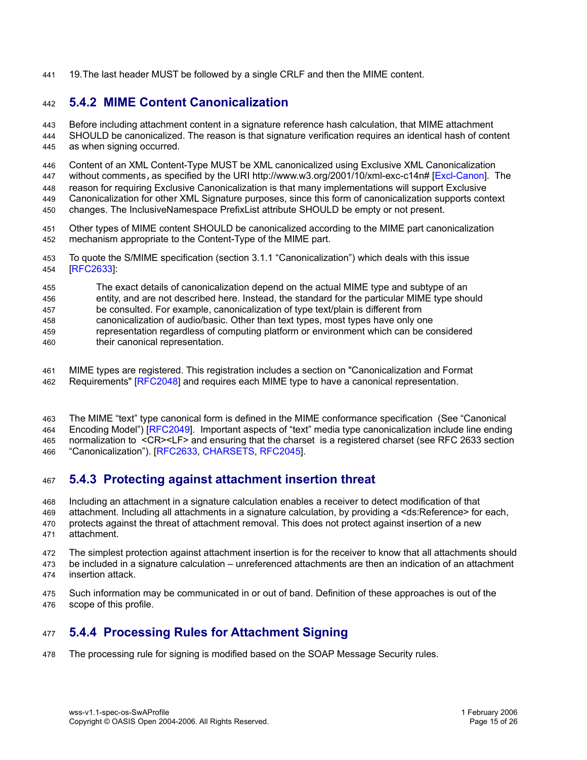19. The last header MUST be followed by a single CRLF and then the MIME content.

### 5.4.2 MIME Content Canonicalization

Before including attachment content in a signature reference hash calculation, that MIME attachment SHOULD be canonicalized. The reason is that signature verification requires an identical hash of content as when signing occurred.

Content of an XML Content-Type MUST be XML canonicalized using Exclusive XML Canonicalization without comments, as specified by the URI http://www.w3.org/2001/10/xml-exc-c14n# [Excl-Canon]. The reason for requiring Exclusive Canonicalization is that many implementations will support Exclusive Canonicalization for other XML Signature purposes, since this form of canonicalization supports context changes. The InclusiveNamespace PrefixList attribute SHOULD be empty or not present.

Other types of MIME content SHOULD be canonicalized according to the MIME part canonicalization mechanism appropriate to the Content-Type of the MIME part.

To quote the S/MIME specification (section 3.1.1 "Canonicalization") which deals with this issue [RFC2633]:

> The exact details of canonicalization depend on the actual MIME type and subtype of an entity, and are not described here. Instead, the standard for the particular MIME type should be consulted. For example, canonicalization of type text/plain is different from canonicalization of audio/basic. Other than text types, most types have only one representation regardless of computing platform or environment which can be considered their canonical representation.

MIME types are registered. This registration includes a section on "Canonicalization and Format Requirements" [RFC2048] and requires each MIME type to have a canonical representation.

The MIME "text" type canonical form is defined in the MIME conformance specification (See "Canonical Encoding Model") [RFC2049]. Important aspects of "text" media type canonicalization include line ending normalization to <CR><LF> and ensuring that the charset is a registered charset (see RFC 2633 section "Canonicalization"). [RFC2633, CHARSETS, RFC2045].

### 5.4.3 Protecting against attachment insertion threat

Including an attachment in a signature calculation enables a receiver to detect modification of that attachment. Including all attachments in a signature calculation, by providing a <ds:Reference> for each, protects against the threat of attachment removal. This does not protect against insertion of a new attachment.

The simplest protection against attachment insertion is for the receiver to know that all attachments should be included in a signature calculation – unreferenced attachments are then an indication of an attachment insertion attack.

Such information may be communicated in or out of band. Definition of these approaches is out of the scope of this profile.

### 5.4.4 Processing Rules for Attachment Signing

The processing rule for signing is modified based on the SOAP Message Security rules.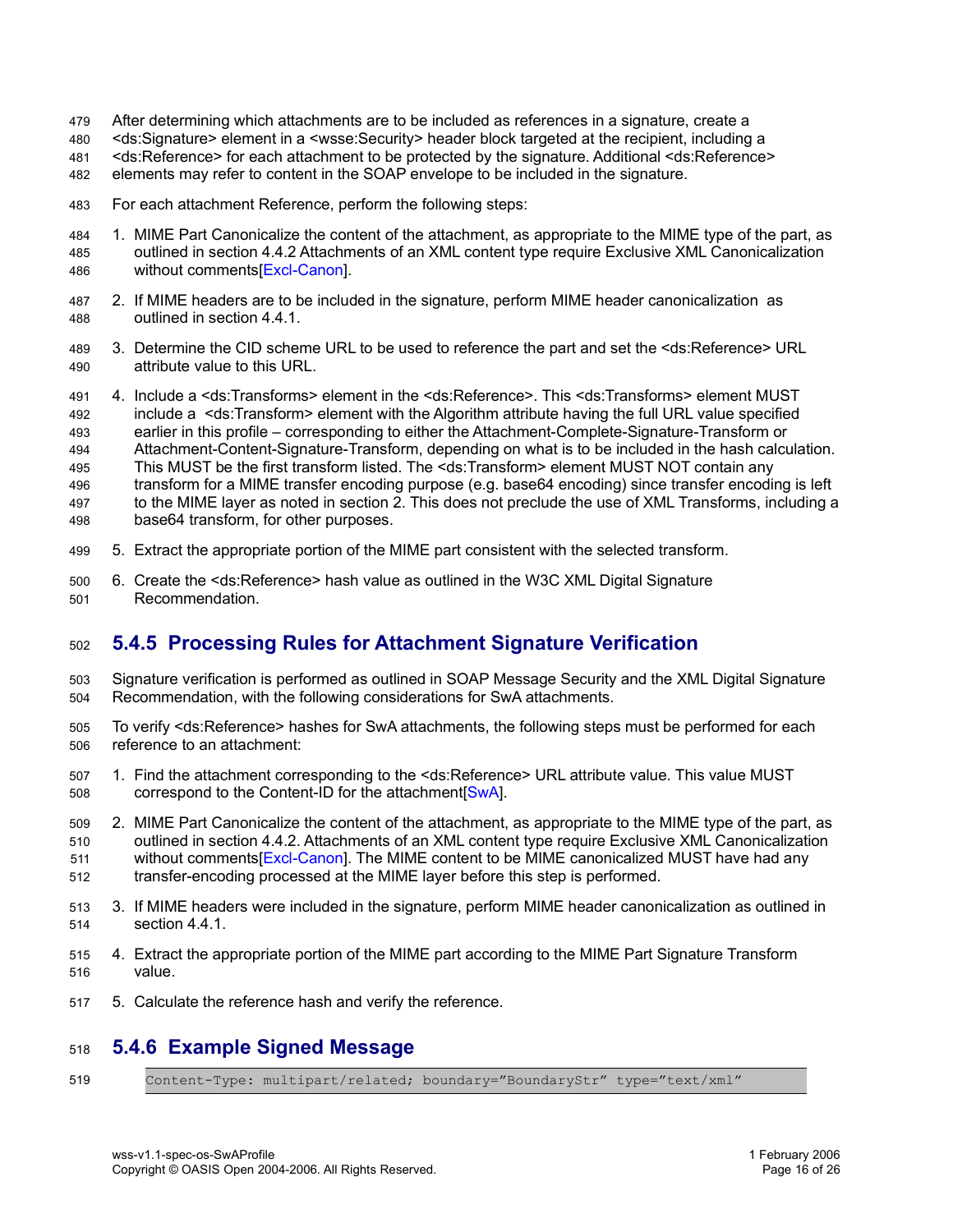After determining which attachments are to be included as references in a signature, create a <ds:Signature> element in a <wsse:Security> header block targeted at the recipient, including a <ds:Reference> for each attachment to be protected by the signature. Additional <ds:Reference> elements may refer to content in the SOAP envelope to be included in the signature.

For each attachment Reference, perform the following steps:

1. MIME Part Canonicalize the content of the attachment, as appropriate to the MIME type of the part, as outlined in section 4.4.2 Attachments of an XML content type require Exclusive XML Canonicalization without comments[Excl-Canon].
2. If MIME headers are to be included in the signature, perform MIME header canonicalization as outlined in section 4.4.1.
3. Determine the CID scheme URL to be used to reference the part and set the <ds:Reference> URL attribute value to this URL.
4. Include a <ds:Transforms> element in the <ds:Reference>. This <ds:Transforms> element MUST include a <ds:Transform> element with the Algorithm attribute having the full URL value specified earlier in this profile – corresponding to either the Attachment-Complete-Signature-Transform or Attachment-Content-Signature-Transform, depending on what is to be included in the hash calculation. This MUST be the first transform listed. The <ds:Transform> element MUST NOT contain any transform for a MIME transfer encoding purpose (e.g. base64 encoding) since transfer encoding is left to the MIME layer as noted in section 2. This does not preclude the use of XML Transforms, including a base64 transform, for other purposes.
5. Extract the appropriate portion of the MIME part consistent with the selected transform.
6. Create the <ds:Reference> hash value as outlined in the W3C XML Digital Signature Recommendation.

### 5.4.5 Processing Rules for Attachment Signature Verification

Signature verification is performed as outlined in SOAP Message Security and the XML Digital Signature Recommendation, with the following considerations for SwA attachments.

To verify <ds:Reference> hashes for SwA attachments, the following steps must be performed for each reference to an attachment:

1. Find the attachment corresponding to the <ds:Reference> URL attribute value. This value MUST correspond to the Content-ID for the attachment[SwA].
2. MIME Part Canonicalize the content of the attachment, as appropriate to the MIME type of the part, as outlined in section 4.4.2. Attachments of an XML content type require Exclusive XML Canonicalization without comments[Excl-Canon]. The MIME content to be MIME canonicalized MUST have had any transfer-encoding processed at the MIME layer before this step is performed.
3. If MIME headers were included in the signature, perform MIME header canonicalization as outlined in section 4.4.1.
4. Extract the appropriate portion of the MIME part according to the MIME Part Signature Transform value.
5. Calculate the reference hash and verify the reference.

### 5.4.6 Example Signed Message

```
Content-Type: multipart/related; boundary="BoundaryStr" type="text/xml"
```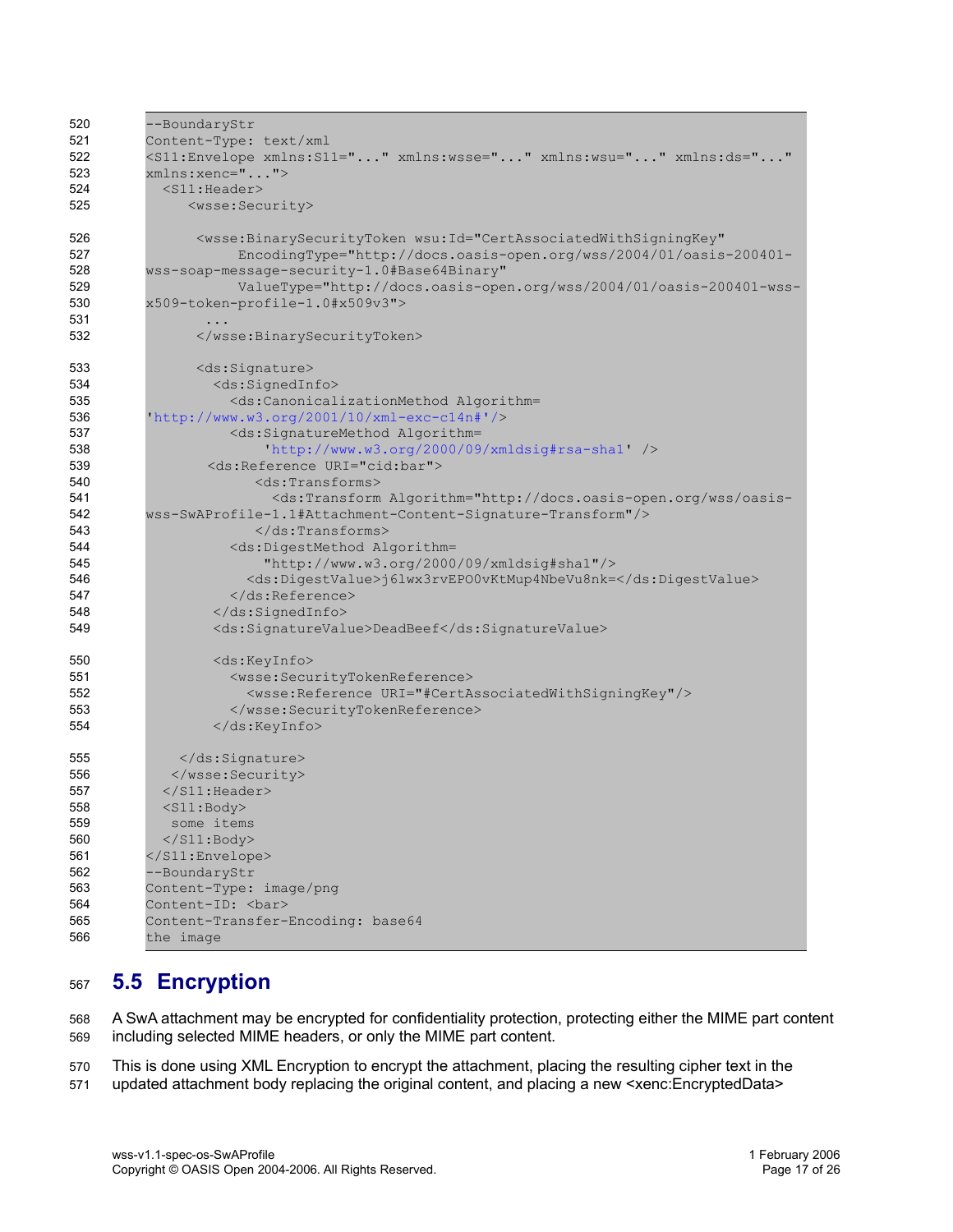```
--BoundaryStr
Content-Type: text/xml
<S11:Envelope xmlns:S11="..." xmlns:wsse="..." xmlns:wsu="..." xmlns:ds="..."
xmlns:xenc="...">
  <S11:Header>
     <wsse:Security>

      <wsse:BinarySecurityToken wsu:Id="CertAssociatedWithSigningKey"
           EncodingType="http://docs.oasis-open.org/wss/2004/01/oasis-200401-
wss-soap-message-security-1.0#Base64Binary"
           ValueType="http://docs.oasis-open.org/wss/2004/01/oasis-200401-wss-
x509-token-profile-1.0#x509v3">
        ...
      </wsse:BinarySecurityToken>

      <ds:Signature>
        <ds:SignedInfo>
          <ds:CanonicalizationMethod Algorithm=
'http://www.w3.org/2001/10/xml-exc-c14n#'/>
          <ds:SignatureMethod Algorithm=
              'http://www.w3.org/2000/09/xmldsig#rsa-sha1' />
       <ds:Reference URI="cid:bar">
             <ds:Transforms>
               <ds:Transform Algorithm="http://docs.oasis-open.org/wss/oasis-
wss-SwAProfile-1.1#Attachment-Content-Signature-Transform"/>
             </ds:Transforms>
          <ds:DigestMethod Algorithm=
              "http://www.w3.org/2000/09/xmldsig#sha1"/>
            <ds:DigestValue>j6lwx3rvEPO0vKtMup4NbeVu8nk=</ds:DigestValue>
          </ds:Reference>
        </ds:SignedInfo>
        <ds:SignatureValue>DeadBeef</ds:SignatureValue>

        <ds:KeyInfo>
          <wsse:SecurityTokenReference>
            <wsse:Reference URI="#CertAssociatedWithSigningKey"/>
          </wsse:SecurityTokenReference>
        </ds:KeyInfo>

    </ds:Signature>
   </wsse:Security>
  </S11:Header>
  <S11:Body>
   some items
  </S11:Body>
</S11:Envelope>
--BoundaryStr
Content-Type: image/png
Content-ID: <bar>
Content-Transfer-Encoding: base64
the image
```

## 5.5 Encryption

A SwA attachment may be encrypted for confidentiality protection, protecting either the MIME part content including selected MIME headers, or only the MIME part content.

This is done using XML Encryption to encrypt the attachment, placing the resulting cipher text in the updated attachment body replacing the original content, and placing a new <xenc:EncryptedData>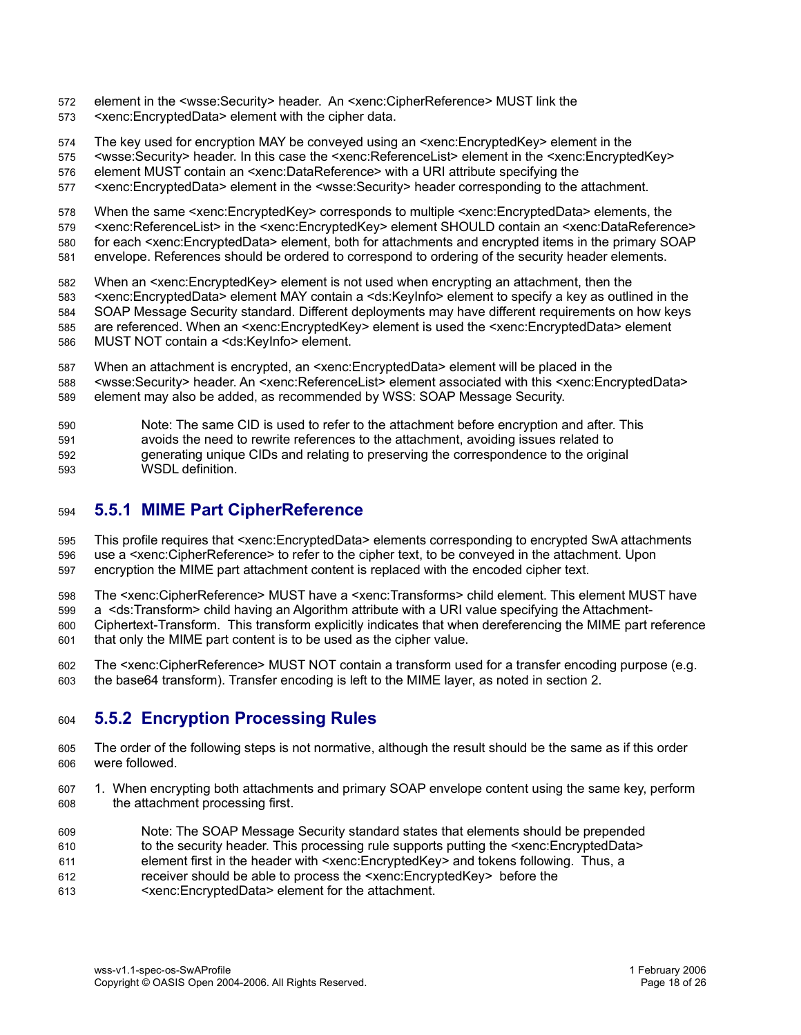element in the <wsse:Security> header. An <xenc:CipherReference> MUST link the <xenc:EncryptedData> element with the cipher data.

The key used for encryption MAY be conveyed using an <xenc:EncryptedKey> element in the <wsse:Security> header. In this case the <xenc:ReferenceList> element in the <xenc:EncryptedKey> element MUST contain an <xenc:DataReference> with a URI attribute specifying the <xenc:EncryptedData> element in the <wsse:Security> header corresponding to the attachment.

When the same <xenc:EncryptedKey> corresponds to multiple <xenc:EncryptedData> elements, the <xenc:ReferenceList> in the <xenc:EncryptedKey> element SHOULD contain an <xenc:DataReference> for each <xenc:EncryptedData> element, both for attachments and encrypted items in the primary SOAP envelope. References should be ordered to correspond to ordering of the security header elements.

When an <xenc:EncryptedKey> element is not used when encrypting an attachment, then the <xenc:EncryptedData> element MAY contain a <ds:KeyInfo> element to specify a key as outlined in the SOAP Message Security standard. Different deployments may have different requirements on how keys are referenced. When an <xenc:EncryptedKey> element is used the <xenc:EncryptedData> element MUST NOT contain a <ds:KeyInfo> element.

When an attachment is encrypted, an <xenc:EncryptedData> element will be placed in the <wsse:Security> header. An <xenc:ReferenceList> element associated with this <xenc:EncryptedData> element may also be added, as recommended by WSS: SOAP Message Security.

> Note: The same CID is used to refer to the attachment before encryption and after. This avoids the need to rewrite references to the attachment, avoiding issues related to generating unique CIDs and relating to preserving the correspondence to the original WSDL definition.

### 5.5.1 MIME Part CipherReference

This profile requires that <xenc:EncryptedData> elements corresponding to encrypted SwA attachments use a <xenc:CipherReference> to refer to the cipher text, to be conveyed in the attachment. Upon encryption the MIME part attachment content is replaced with the encoded cipher text.

The <xenc:CipherReference> MUST have a <xenc:Transforms> child element. This element MUST have a <ds:Transform> child having an Algorithm attribute with a URI value specifying the Attachment-Ciphertext-Transform. This transform explicitly indicates that when dereferencing the MIME part reference that only the MIME part content is to be used as the cipher value.

The <xenc:CipherReference> MUST NOT contain a transform used for a transfer encoding purpose (e.g. the base64 transform). Transfer encoding is left to the MIME layer, as noted in section 2.

### 5.5.2 Encryption Processing Rules

The order of the following steps is not normative, although the result should be the same as if this order were followed.

1. When encrypting both attachments and primary SOAP envelope content using the same key, perform the attachment processing first.

> Note: The SOAP Message Security standard states that elements should be prepended to the security header. This processing rule supports putting the <xenc:EncryptedData> element first in the header with <xenc:EncryptedKey> and tokens following. Thus, a receiver should be able to process the <xenc:EncryptedKey> before the <xenc:EncryptedData> element for the attachment.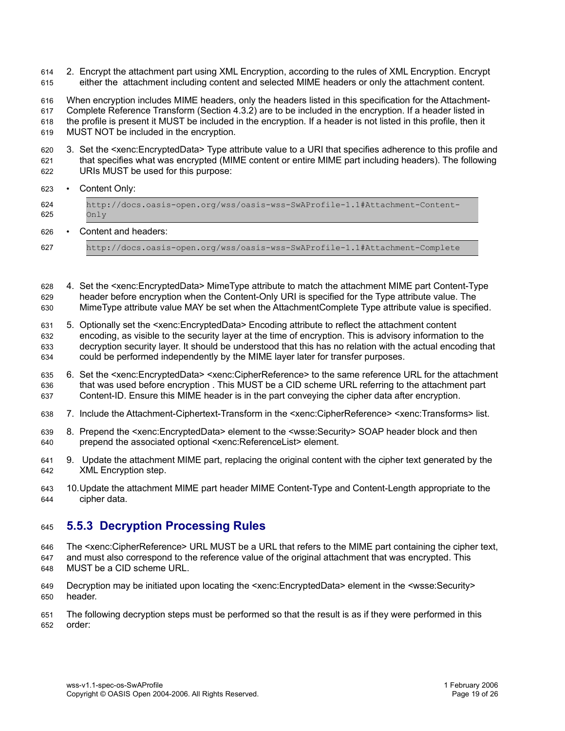2. Encrypt the attachment part using XML Encryption, according to the rules of XML Encryption. Encrypt either the attachment including content and selected MIME headers or only the attachment content.

When encryption includes MIME headers, only the headers listed in this specification for the Attachment-Complete Reference Transform (Section 4.3.2) are to be included in the encryption. If a header listed in the profile is present it MUST be included in the encryption. If a header is not listed in this profile, then it MUST NOT be included in the encryption.

3. Set the <xenc:EncryptedData> Type attribute value to a URI that specifies adherence to this profile and that specifies what was encrypted (MIME content or entire MIME part including headers). The following URIs MUST be used for this purpose:

- Content Only:

```
http://docs.oasis-open.org/wss/oasis-wss-SwAProfile-1.1#Attachment-Content-Only
```

- Content and headers:

```
http://docs.oasis-open.org/wss/oasis-wss-SwAProfile-1.1#Attachment-Complete
```

4. Set the <xenc:EncryptedData> MimeType attribute to match the attachment MIME part Content-Type header before encryption when the Content-Only URI is specified for the Type attribute value. The MimeType attribute value MAY be set when the AttachmentComplete Type attribute value is specified.

5. Optionally set the <xenc:EncryptedData> Encoding attribute to reflect the attachment content encoding, as visible to the security layer at the time of encryption. This is advisory information to the decryption security layer. It should be understood that this has no relation with the actual encoding that could be performed independently by the MIME layer later for transfer purposes.

6. Set the <xenc:EncryptedData> <xenc:CipherReference> to the same reference URL for the attachment that was used before encryption . This MUST be a CID scheme URL referring to the attachment part Content-ID. Ensure this MIME header is in the part conveying the cipher data after encryption.

7. Include the Attachment-Ciphertext-Transform in the <xenc:CipherReference> <xenc:Transforms> list.

8. Prepend the <xenc:EncryptedData> element to the <wsse:Security> SOAP header block and then prepend the associated optional <xenc:ReferenceList> element.

9. Update the attachment MIME part, replacing the original content with the cipher text generated by the XML Encryption step.

10. Update the attachment MIME part header MIME Content-Type and Content-Length appropriate to the cipher data.

### 5.5.3 Decryption Processing Rules

The <xenc:CipherReference> URL MUST be a URL that refers to the MIME part containing the cipher text, and must also correspond to the reference value of the original attachment that was encrypted. This MUST be a CID scheme URL.

Decryption may be initiated upon locating the <xenc:EncryptedData> element in the <wsse:Security> header.

The following decryption steps must be performed so that the result is as if they were performed in this order: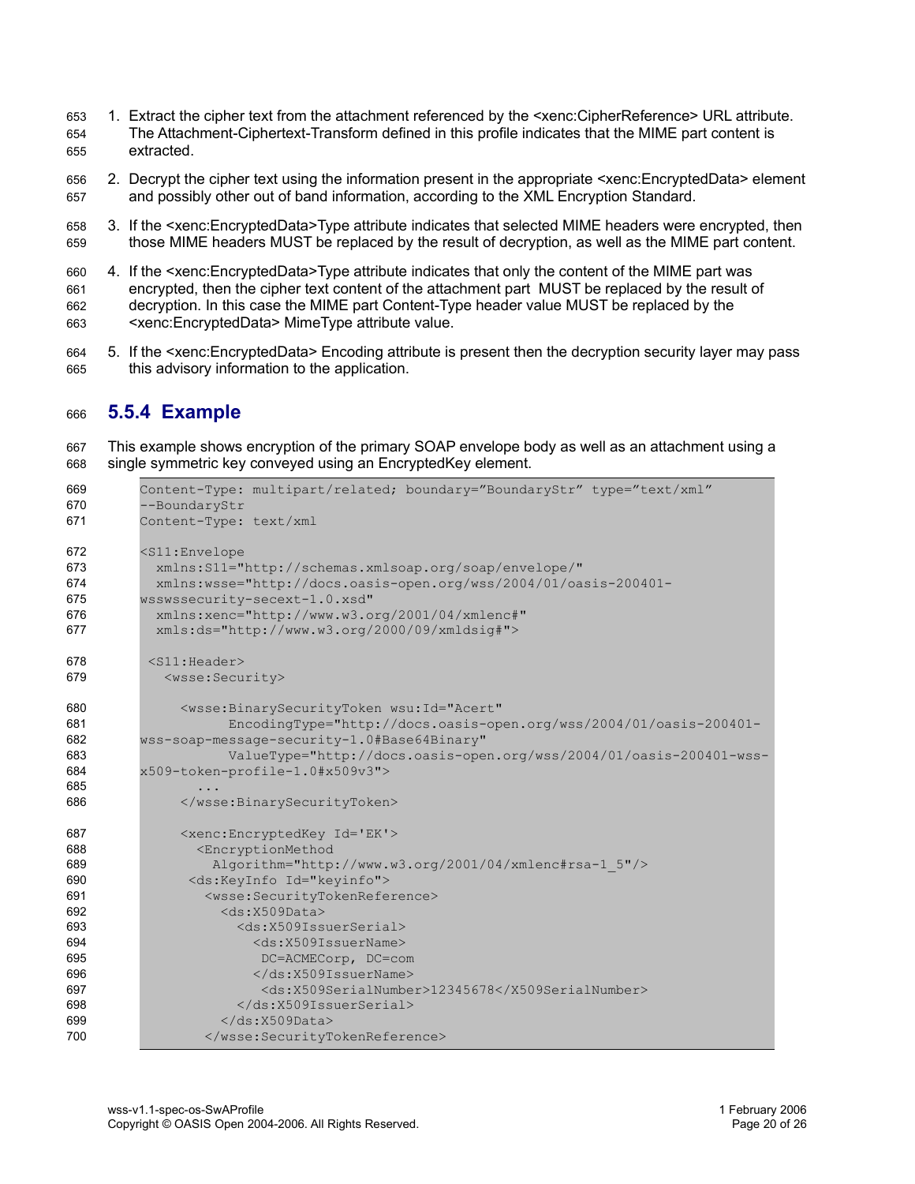1. Extract the cipher text from the attachment referenced by the <xenc:CipherReference> URL attribute. The Attachment-Ciphertext-Transform defined in this profile indicates that the MIME part content is extracted.

2. Decrypt the cipher text using the information present in the appropriate <xenc:EncryptedData> element and possibly other out of band information, according to the XML Encryption Standard.

3. If the <xenc:EncryptedData>Type attribute indicates that selected MIME headers were encrypted, then those MIME headers MUST be replaced by the result of decryption, as well as the MIME part content.

4. If the <xenc:EncryptedData>Type attribute indicates that only the content of the MIME part was encrypted, then the cipher text content of the attachment part MUST be replaced by the result of decryption. In this case the MIME part Content-Type header value MUST be replaced by the <xenc:EncryptedData> MimeType attribute value.

5. If the <xenc:EncryptedData> Encoding attribute is present then the decryption security layer may pass this advisory information to the application.

### 5.5.4 Example

This example shows encryption of the primary SOAP envelope body as well as an attachment using a single symmetric key conveyed using an EncryptedKey element.

```
Content-Type: multipart/related; boundary="BoundaryStr" type="text/xml"
--BoundaryStr
Content-Type: text/xml

<S11:Envelope
  xmlns:S11="http://schemas.xmlsoap.org/soap/envelope/"
  xmlns:wsse="http://docs.oasis-open.org/wss/2004/01/oasis-200401-
wsswssecurity-secext-1.0.xsd"
  xmlns:xenc="http://www.w3.org/2001/04/xmlenc#"
  xmls:ds="http://www.w3.org/2000/09/xmldsig#">

 <S11:Header>
   <wsse:Security>

     <wsse:BinarySecurityToken wsu:Id="Acert"
           EncodingType="http://docs.oasis-open.org/wss/2004/01/oasis-200401-
wss-soap-message-security-1.0#Base64Binary"
           ValueType="http://docs.oasis-open.org/wss/2004/01/oasis-200401-wss-
x509-token-profile-1.0#x509v3">
       ...
     </wsse:BinarySecurityToken>

     <xenc:EncryptedKey Id='EK'>
       <EncryptionMethod
         Algorithm="http://www.w3.org/2001/04/xmlenc#rsa-1_5"/>
      <ds:KeyInfo Id="keyinfo">
        <wsse:SecurityTokenReference>
          <ds:X509Data>
            <ds:X509IssuerSerial>
              <ds:X509IssuerName>
                DC=ACMECorp, DC=com
              </ds:X509IssuerName>
               <ds:X509SerialNumber>12345678</X509SerialNumber>
            </ds:X509IssuerSerial>
          </ds:X509Data>
        </wsse:SecurityTokenReference>
```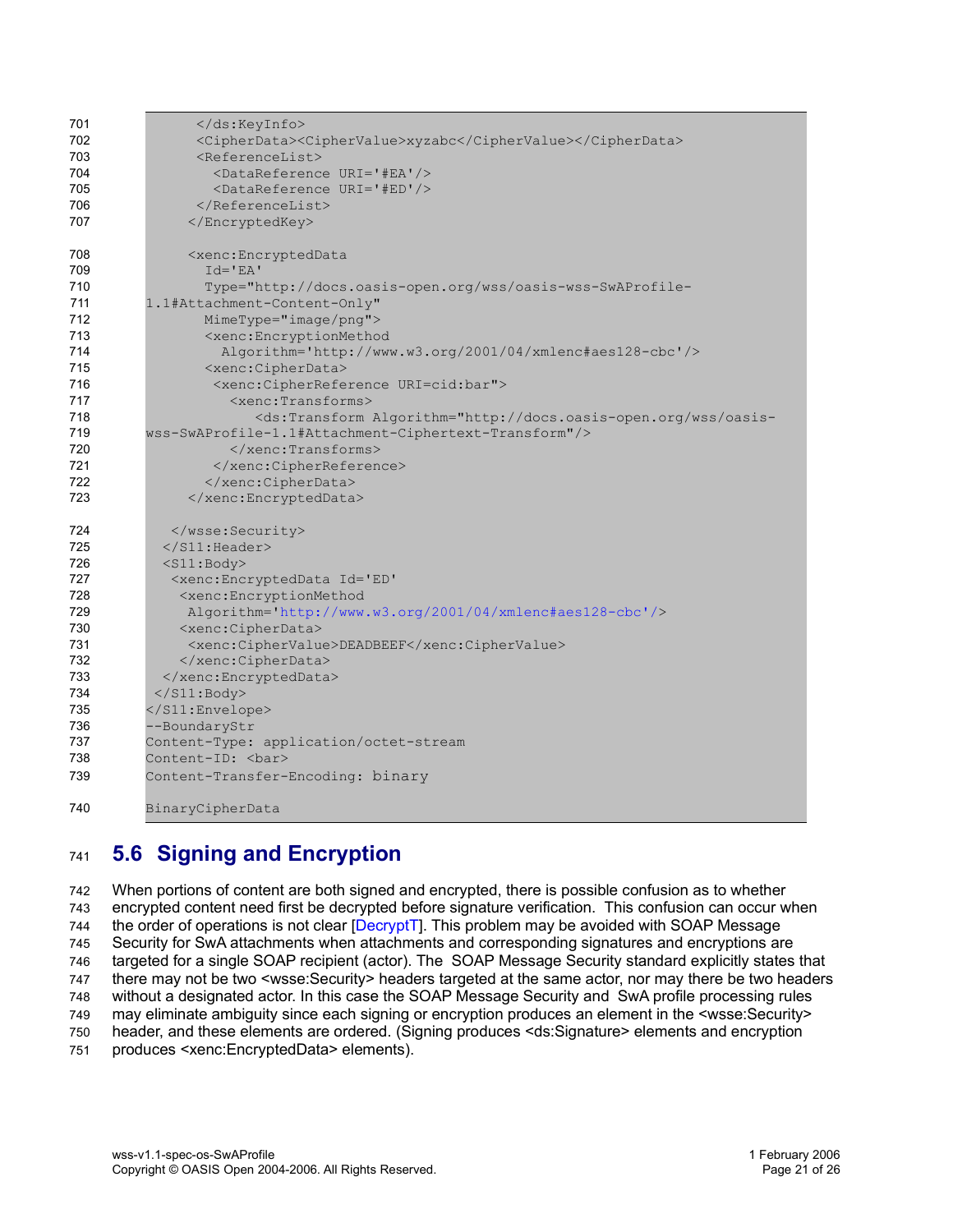```
      </ds:KeyInfo>
      <CipherData><CipherValue>xyzabc</CipherValue></CipherData>
      <ReferenceList>
        <DataReference URI='#EA'/>
        <DataReference URI='#ED'/>
      </ReferenceList>
     </EncryptedKey>

     <xenc:EncryptedData
       Id='EA'
       Type="http://docs.oasis-open.org/wss/oasis-wss-SwAProfile-
1.1#Attachment-Content-Only"
       MimeType="image/png">
       <xenc:EncryptionMethod
         Algorithm='http://www.w3.org/2001/04/xmlenc#aes128-cbc'/>
       <xenc:CipherData>
        <xenc:CipherReference URI=cid:bar">
          <xenc:Transforms>
             <ds:Transform Algorithm="http://docs.oasis-open.org/wss/oasis-
wss-SwAProfile-1.1#Attachment-Ciphertext-Transform"/>
          </xenc:Transforms>
        </xenc:CipherReference>
       </xenc:CipherData>
     </xenc:EncryptedData>

   </wsse:Security>
  </S11:Header>
  <S11:Body>
   <xenc:EncryptedData Id='ED'
    <xenc:EncryptionMethod
     Algorithm='http://www.w3.org/2001/04/xmlenc#aes128-cbc'/>
    <xenc:CipherData>
     <xenc:CipherValue>DEADBEEF</xenc:CipherValue>
    </xenc:CipherData>
  </xenc:EncryptedData>
 </S11:Body>
</S11:Envelope>
--BoundaryStr
Content-Type: application/octet-stream
Content-ID: <bar>
Content-Transfer-Encoding: binary

BinaryCipherData
```

## 5.6 Signing and Encryption

When portions of content are both signed and encrypted, there is possible confusion as to whether encrypted content need first be decrypted before signature verification. This confusion can occur when the order of operations is not clear [DecryptT]. This problem may be avoided with SOAP Message Security for SwA attachments when attachments and corresponding signatures and encryptions are targeted for a single SOAP recipient (actor). The SOAP Message Security standard explicitly states that there may not be two <wsse:Security> headers targeted at the same actor, nor may there be two headers without a designated actor. In this case the SOAP Message Security and SwA profile processing rules may eliminate ambiguity since each signing or encryption produces an element in the <wsse:Security> header, and these elements are ordered. (Signing produces <ds:Signature> elements and encryption produces <xenc:EncryptedData> elements).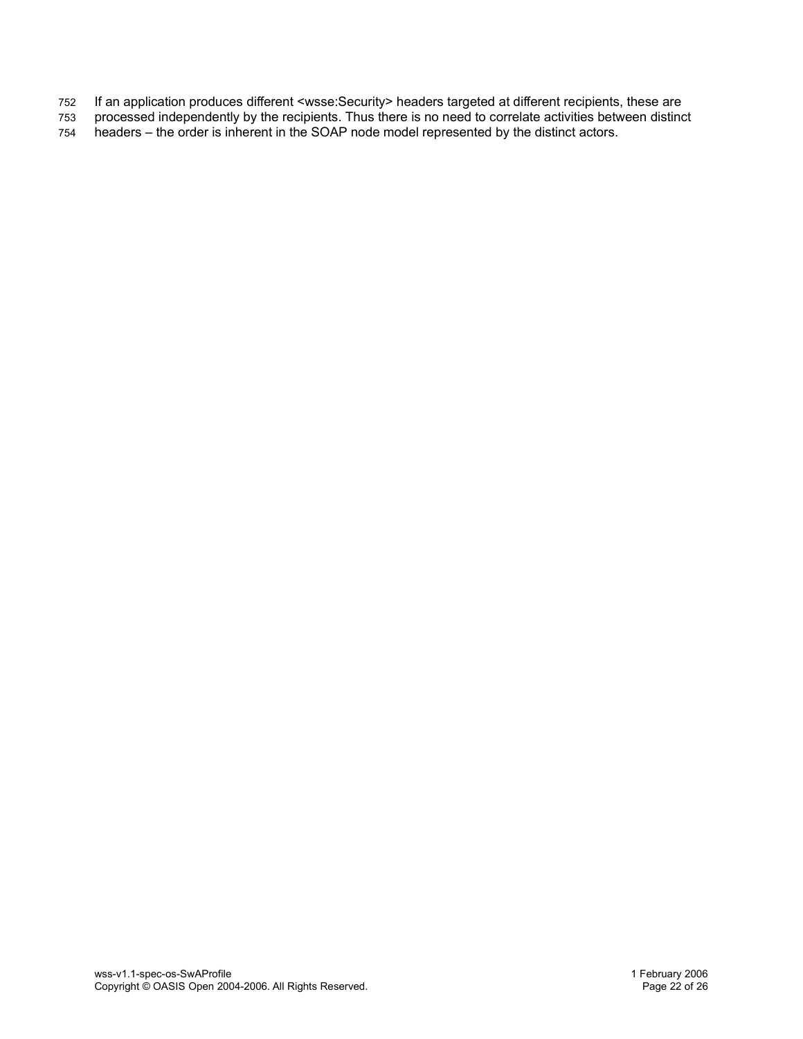If an application produces different <wsse:Security> headers targeted at different recipients, these are processed independently by the recipients. Thus there is no need to correlate activities between distinct headers – the order is inherent in the SOAP node model represented by the distinct actors.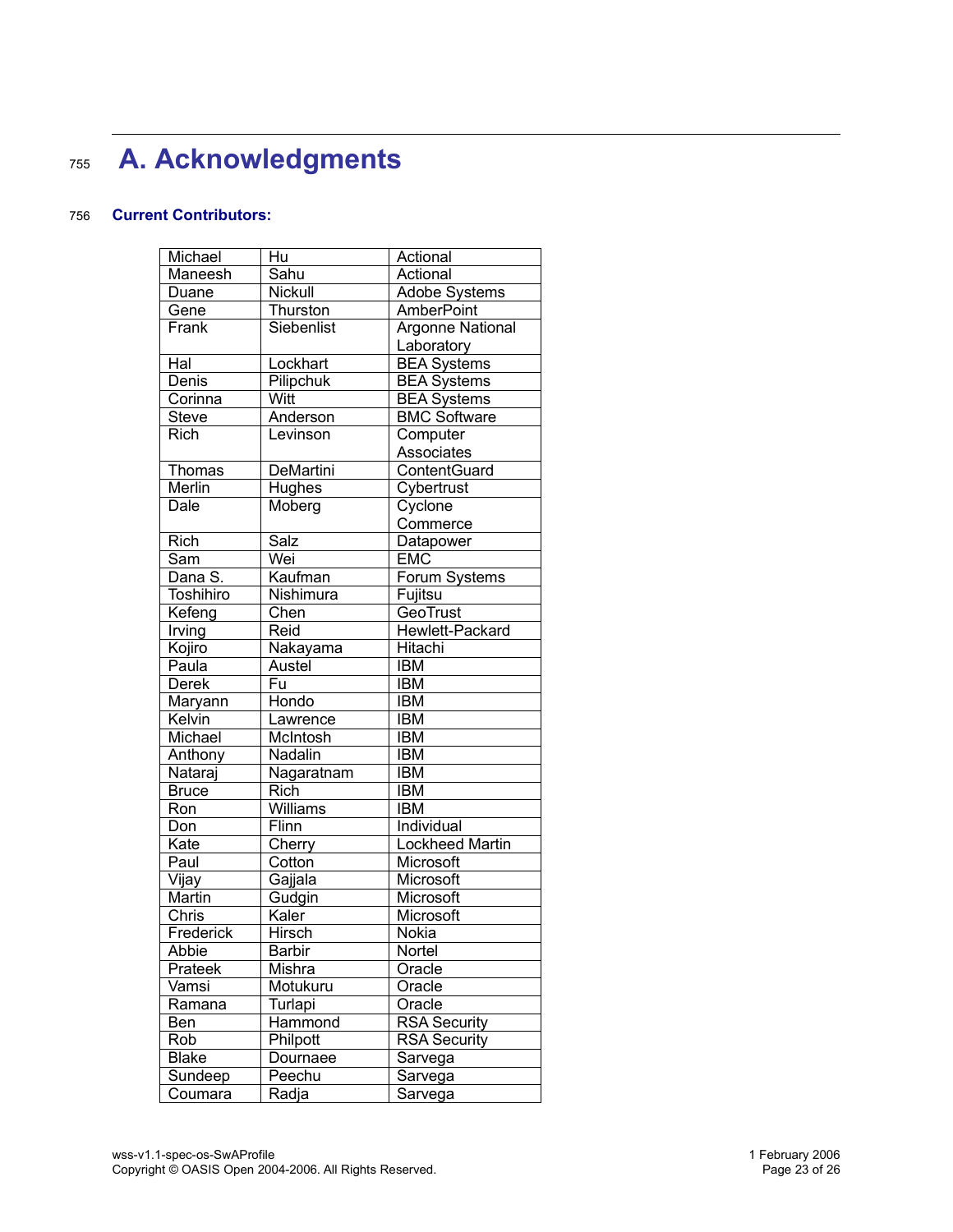# A. Acknowledgments

**Current Contributors:**

| Michael | Hu | Actional |
|---|---|---|
| Maneesh | Sahu | Actional |
| Duane | Nickull | Adobe Systems |
| Gene | Thurston | AmberPoint |
| Frank | Siebenlist | Argonne National Laboratory |
| Hal | Lockhart | BEA Systems |
| Denis | Pilipchuk | BEA Systems |
| Corinna | Witt | BEA Systems |
| Steve | Anderson | BMC Software |
| Rich | Levinson | Computer Associates |
| Thomas | DeMartini | ContentGuard |
| Merlin | Hughes | Cybertrust |
| Dale | Moberg | Cyclone Commerce |
| Rich | Salz | Datapower |
| Sam | Wei | EMC |
| Dana S. | Kaufman | Forum Systems |
| Toshihiro | Nishimura | Fujitsu |
| Kefeng | Chen | GeoTrust |
| Irving | Reid | Hewlett-Packard |
| Kojiro | Nakayama | Hitachi |
| Paula | Austel | IBM |
| Derek | Fu | IBM |
| Maryann | Hondo | IBM |
| Kelvin | Lawrence | IBM |
| Michael | McIntosh | IBM |
| Anthony | Nadalin | IBM |
| Nataraj | Nagaratnam | IBM |
| Bruce | Rich | IBM |
| Ron | Williams | IBM |
| Don | Flinn | Individual |
| Kate | Cherry | Lockheed Martin |
| Paul | Cotton | Microsoft |
| Vijay | Gajjala | Microsoft |
| Martin | Gudgin | Microsoft |
| Chris | Kaler | Microsoft |
| Frederick | Hirsch | Nokia |
| Abbie | Barbir | Nortel |
| Prateek | Mishra | Oracle |
| Vamsi | Motukuru | Oracle |
| Ramana | Turlapi | Oracle |
| Ben | Hammond | RSA Security |
| Rob | Philpott | RSA Security |
| Blake | Dournaee | Sarvega |
| Sundeep | Peechu | Sarvega |
| Coumara | Radja | Sarvega |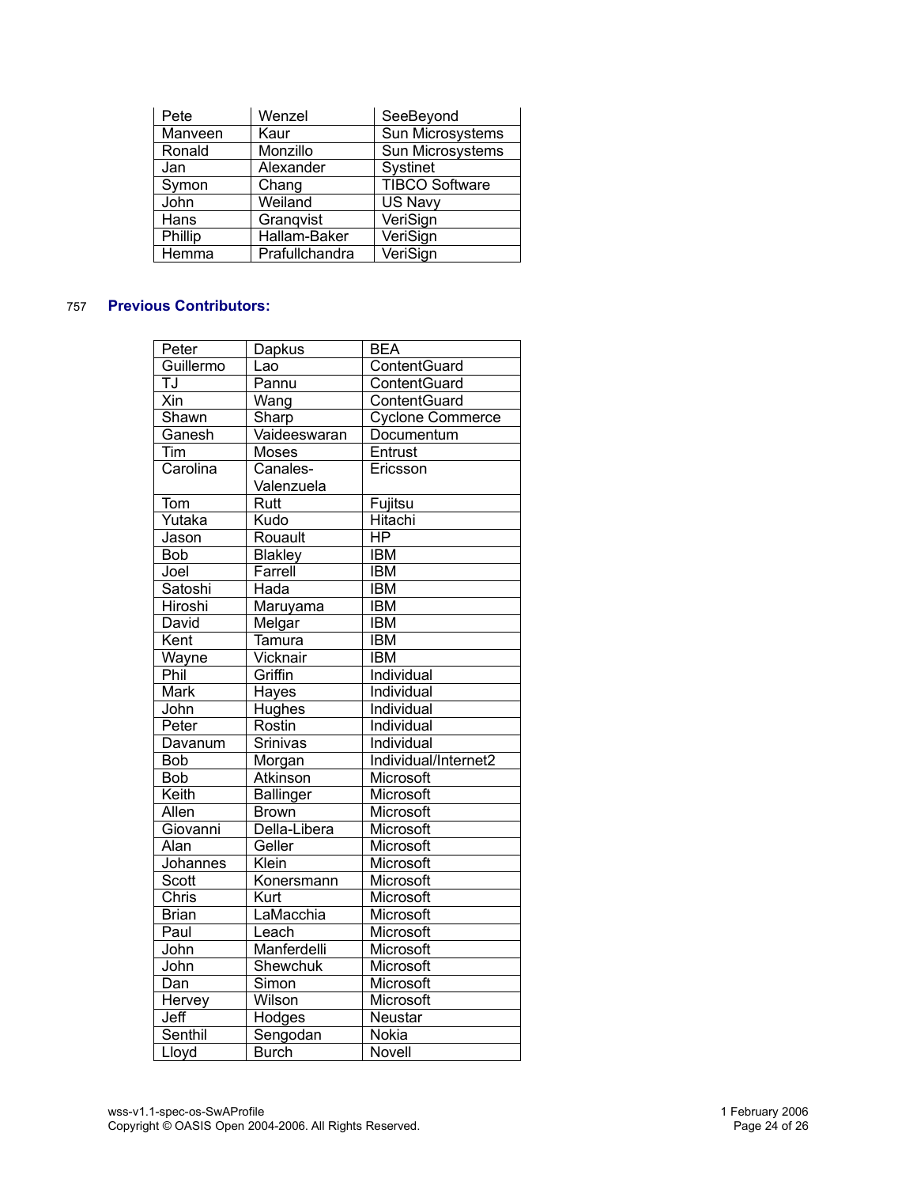| Pete | Wenzel | SeeBeyond |
|---|---|---|
| Manveen | Kaur | Sun Microsystems |
| Ronald | Monzillo | Sun Microsystems |
| Jan | Alexander | Systinet |
| Symon | Chang | TIBCO Software |
| John | Weiland | US Navy |
| Hans | Granqvist | VeriSign |
| Phillip | Hallam-Baker | VeriSign |
| Hemma | Prafullchandra | VeriSign |

757 **Previous Contributors:**

| Peter | Dapkus | BEA |
|---|---|---|
| Guillermo | Lao | ContentGuard |
| TJ | Pannu | ContentGuard |
| Xin | Wang | ContentGuard |
| Shawn | Sharp | Cyclone Commerce |
| Ganesh | Vaideeswaran | Documentum |
| Tim | Moses | Entrust |
| Carolina | Canales-Valenzuela | Ericsson |
| Tom | Rutt | Fujitsu |
| Yutaka | Kudo | Hitachi |
| Jason | Rouault | HP |
| Bob | Blakley | IBM |
| Joel | Farrell | IBM |
| Satoshi | Hada | IBM |
| Hiroshi | Maruyama | IBM |
| David | Melgar | IBM |
| Kent | Tamura | IBM |
| Wayne | Vicknair | IBM |
| Phil | Griffin | Individual |
| Mark | Hayes | Individual |
| John | Hughes | Individual |
| Peter | Rostin | Individual |
| Davanum | Srinivas | Individual |
| Bob | Morgan | Individual/Internet2 |
| Bob | Atkinson | Microsoft |
| Keith | Ballinger | Microsoft |
| Allen | Brown | Microsoft |
| Giovanni | Della-Libera | Microsoft |
| Alan | Geller | Microsoft |
| Johannes | Klein | Microsoft |
| Scott | Konersmann | Microsoft |
| Chris | Kurt | Microsoft |
| Brian | LaMacchia | Microsoft |
| Paul | Leach | Microsoft |
| John | Manferdelli | Microsoft |
| John | Shewchuk | Microsoft |
| Dan | Simon | Microsoft |
| Hervey | Wilson | Microsoft |
| Jeff | Hodges | Neustar |
| Senthil | Sengodan | Nokia |
| Lloyd | Burch | Novell |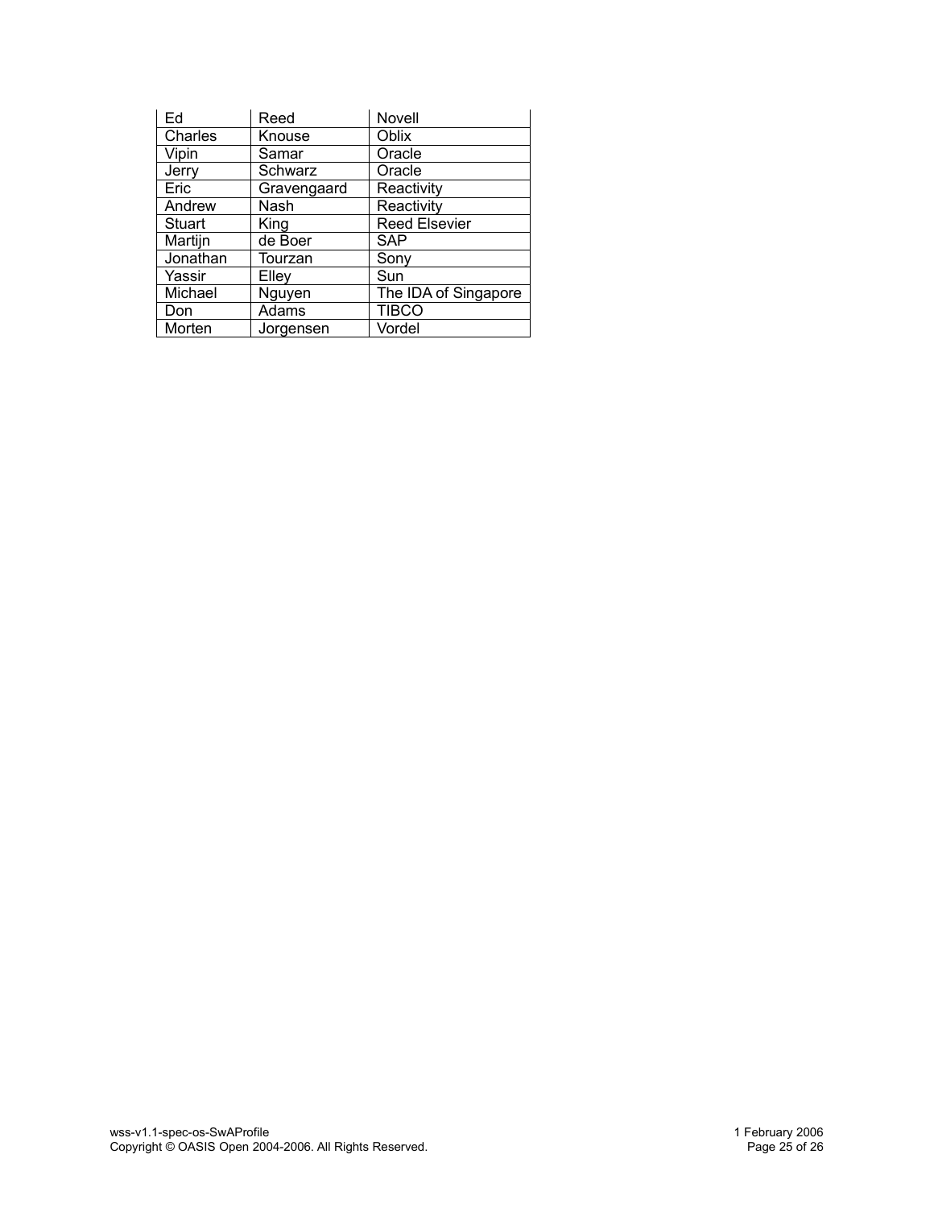| | | |
|---|---|---|
| Ed | Reed | Novell |
| Charles | Knouse | Oblix |
| Vipin | Samar | Oracle |
| Jerry | Schwarz | Oracle |
| Eric | Gravengaard | Reactivity |
| Andrew | Nash | Reactivity |
| Stuart | King | Reed Elsevier |
| Martijn | de Boer | SAP |
| Jonathan | Tourzan | Sony |
| Yassir | Elley | Sun |
| Michael | Nguyen | The IDA of Singapore |
| Don | Adams | TIBCO |
| Morten | Jorgensen | Vordel |